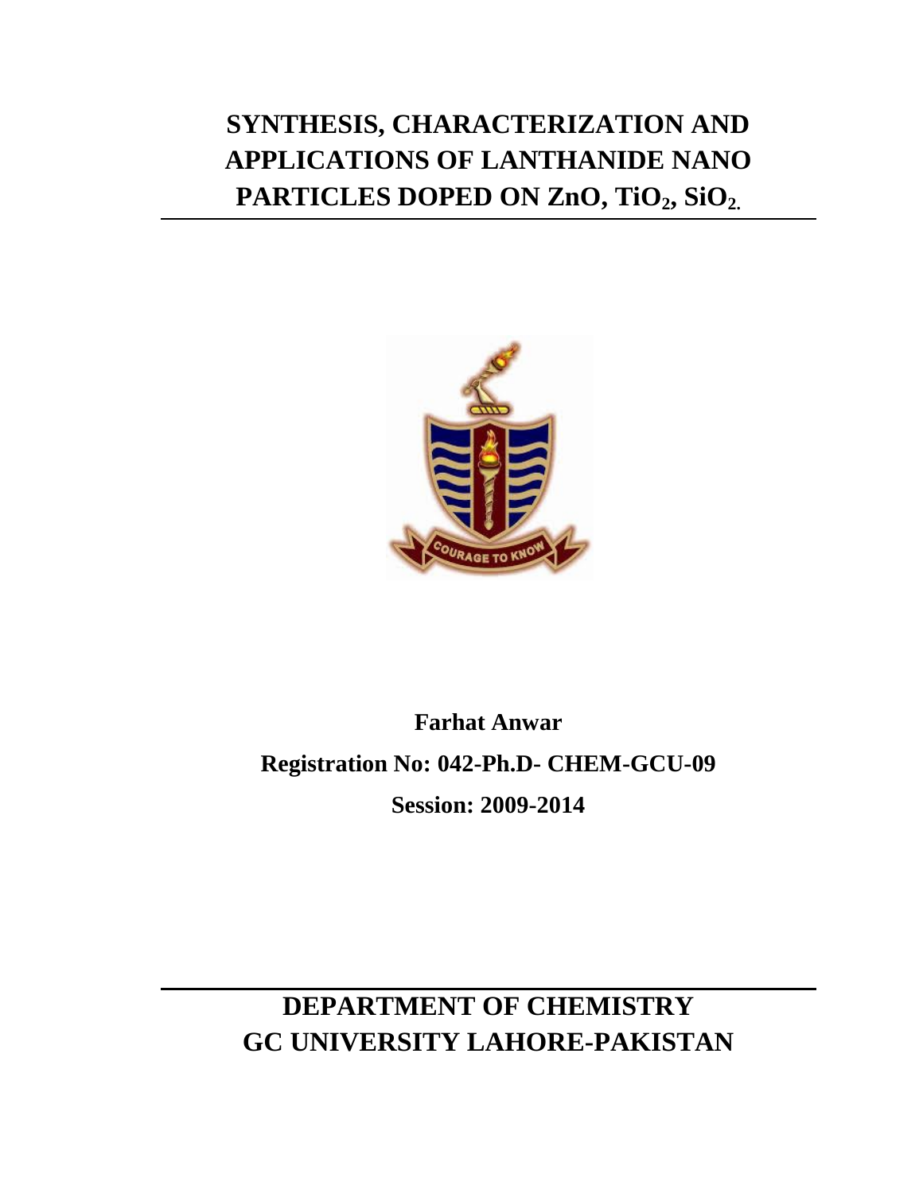# SYNTHESIS, CHARACTERIZATION AND APPLICATIONS OF LANTHANIDE NANO PARTICLES DOPED ON ZnO, $TiO_2$, $SiO_2$.

**Farhat Anwar**

**Registration No: 042-Ph.D- CHEM-GCU-09**

**Session: 2009-2014**

## DEPARTMENT OF CHEMISTRY
## GC UNIVERSITY LAHORE-PAKISTAN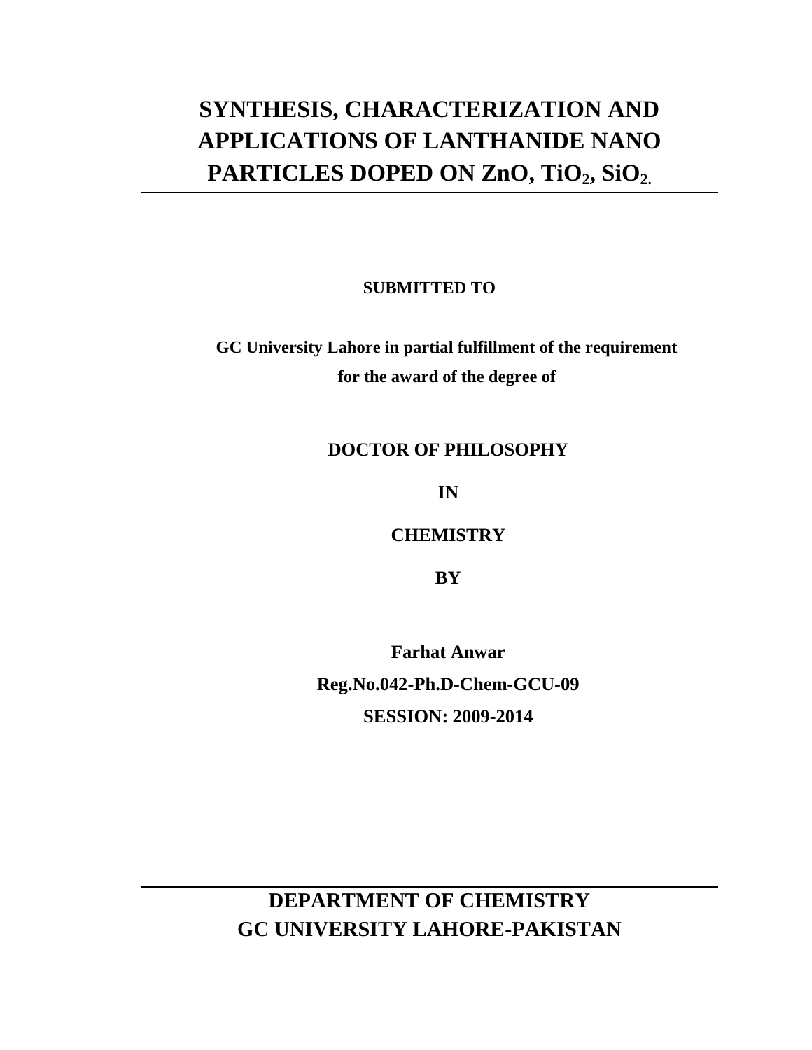# SYNTHESIS, CHARACTERIZATION AND APPLICATIONS OF LANTHANIDE NANO PARTICLES DOPED ON ZnO, $TiO_2$, $SiO_2$.

**SUBMITTED TO**

**GC University Lahore in partial fulfillment of the requirement for the award of the degree of**

**DOCTOR OF PHILOSOPHY**

**IN**

**CHEMISTRY**

**BY**

**Farhat Anwar**

**Reg.No.042-Ph.D-Chem-GCU-09**

**SESSION: 2009-2014**

## DEPARTMENT OF CHEMISTRY
## GC UNIVERSITY LAHORE-PAKISTAN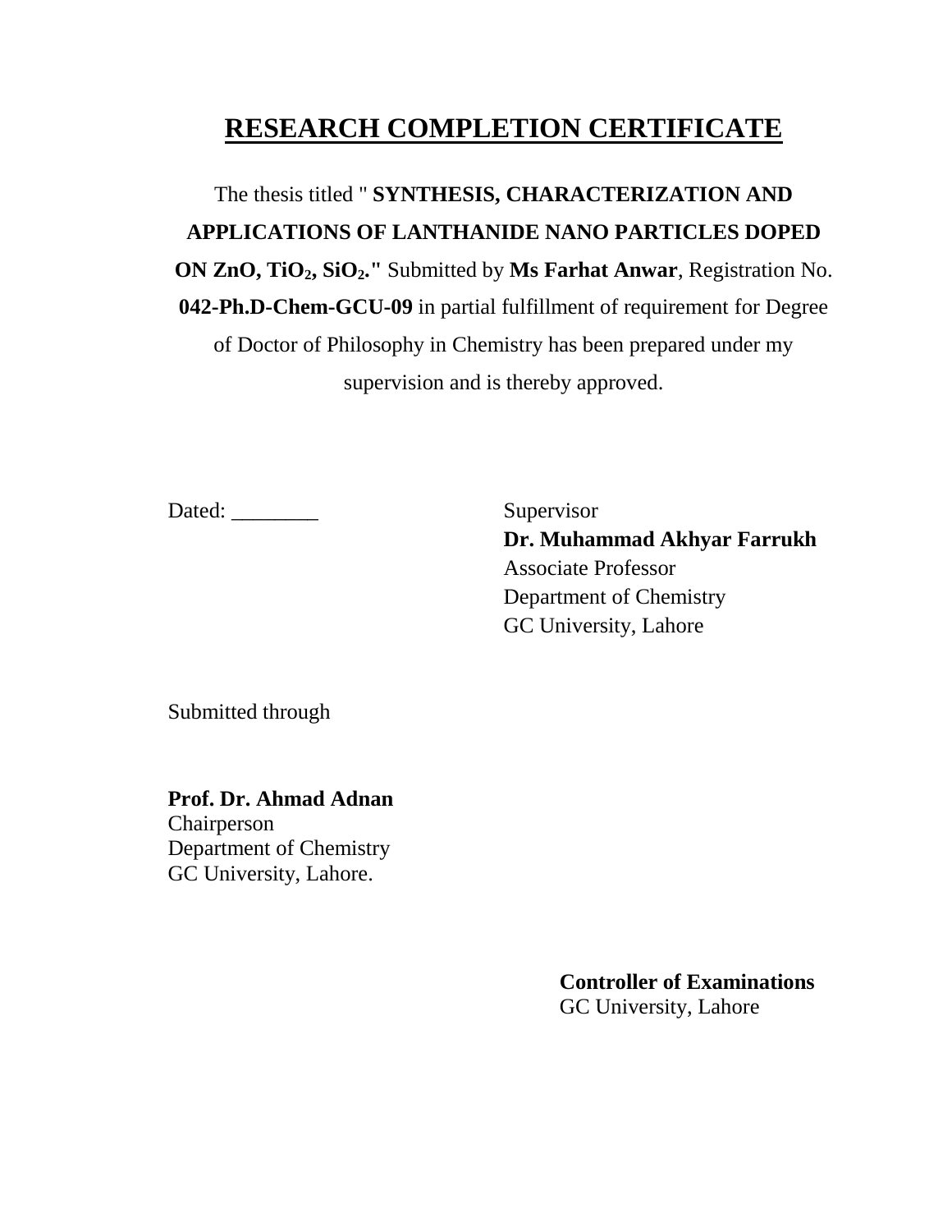# RESEARCH COMPLETION CERTIFICATE

The thesis titled " **SYNTHESIS, CHARACTERIZATION AND APPLICATIONS OF LANTHANIDE NANO PARTICLES DOPED ON ZnO, $TiO_2$, $SiO_2$."** Submitted by **Ms Farhat Anwar**, Registration No. **042-Ph.D-Chem-GCU-09** in partial fulfillment of requirement for Degree of Doctor of Philosophy in Chemistry has been prepared under my supervision and is thereby approved.

Dated: ________

Supervisor
**Dr. Muhammad Akhyar Farrukh**
Associate Professor
Department of Chemistry
GC University, Lahore

Submitted through

**Prof. Dr. Ahmad Adnan**
Chairperson
Department of Chemistry
GC University, Lahore.

**Controller of Examinations**
GC University, Lahore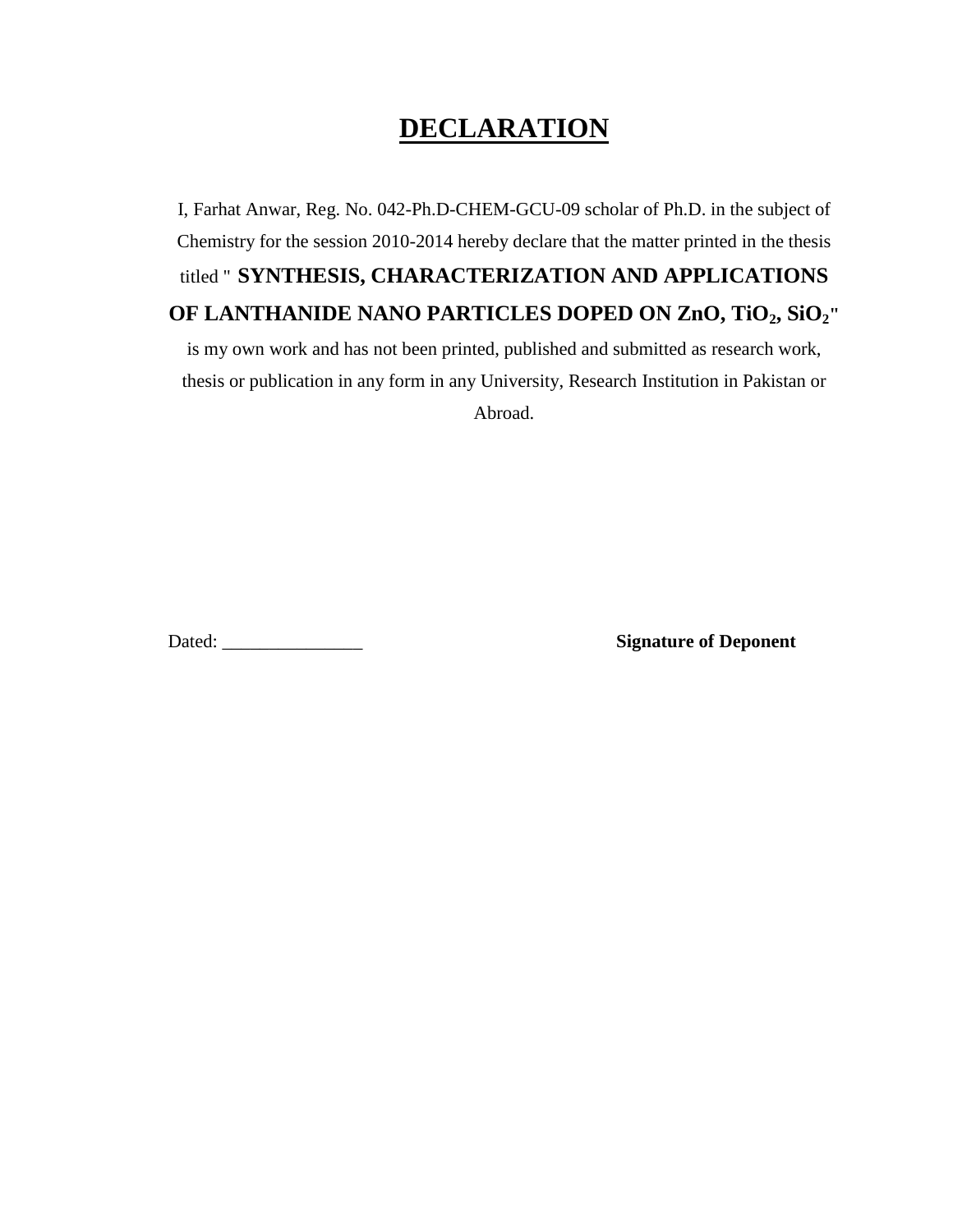# DECLARATION

I, Farhat Anwar, Reg. No. 042-Ph.D-CHEM-GCU-09 scholar of Ph.D. in the subject of Chemistry for the session 2010-2014 hereby declare that the matter printed in the thesis titled " **SYNTHESIS, CHARACTERIZATION AND APPLICATIONS OF LANTHANIDE NANO PARTICLES DOPED ON ZnO, $TiO_2$, $SiO_2$**" is my own work and has not been printed, published and submitted as research work, thesis or publication in any form in any University, Research Institution in Pakistan or Abroad.

Dated: _______________ **Signature of Deponent**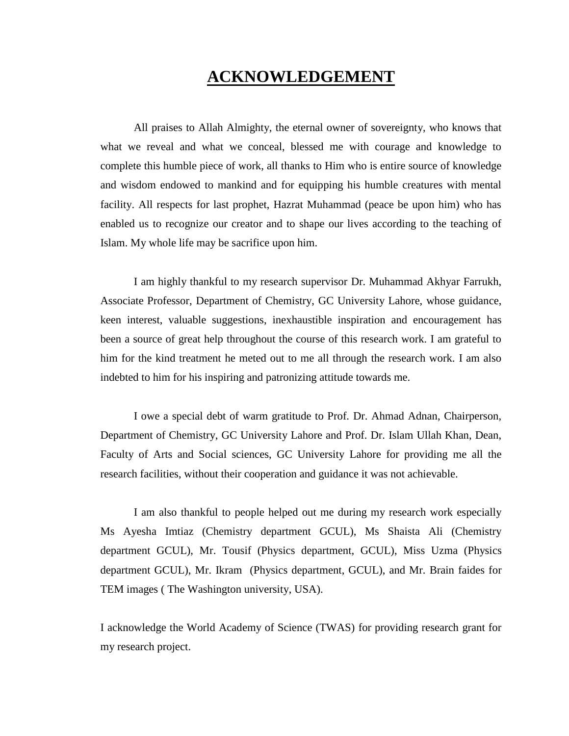# ACKNOWLEDGEMENT

All praises to Allah Almighty, the eternal owner of sovereignty, who knows that what we reveal and what we conceal, blessed me with courage and knowledge to complete this humble piece of work, all thanks to Him who is entire source of knowledge and wisdom endowed to mankind and for equipping his humble creatures with mental facility. All respects for last prophet, Hazrat Muhammad (peace be upon him) who has enabled us to recognize our creator and to shape our lives according to the teaching of Islam. My whole life may be sacrifice upon him.

I am highly thankful to my research supervisor Dr. Muhammad Akhyar Farrukh, Associate Professor, Department of Chemistry, GC University Lahore, whose guidance, keen interest, valuable suggestions, inexhaustible inspiration and encouragement has been a source of great help throughout the course of this research work. I am grateful to him for the kind treatment he meted out to me all through the research work. I am also indebted to him for his inspiring and patronizing attitude towards me.

I owe a special debt of warm gratitude to Prof. Dr. Ahmad Adnan, Chairperson, Department of Chemistry, GC University Lahore and Prof. Dr. Islam Ullah Khan, Dean, Faculty of Arts and Social sciences, GC University Lahore for providing me all the research facilities, without their cooperation and guidance it was not achievable.

I am also thankful to people helped out me during my research work especially Ms Ayesha Imtiaz (Chemistry department GCUL), Ms Shaista Ali (Chemistry department GCUL), Mr. Tousif (Physics department, GCUL), Miss Uzma (Physics department GCUL), Mr. Ikram (Physics department, GCUL), and Mr. Brain faides for TEM images ( The Washington university, USA).

I acknowledge the World Academy of Science (TWAS) for providing research grant for my research project.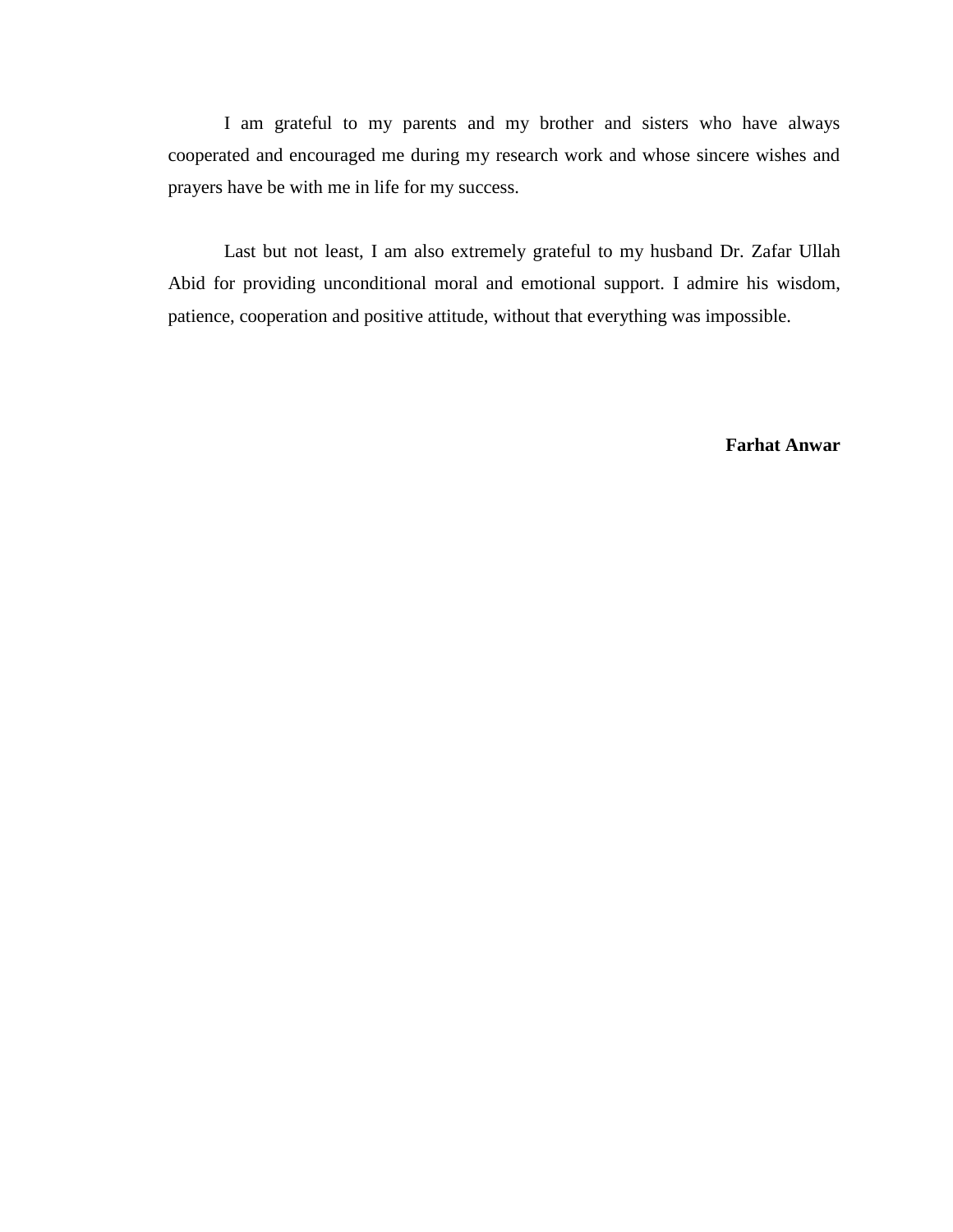I am grateful to my parents and my brother and sisters who have always cooperated and encouraged me during my research work and whose sincere wishes and prayers have be with me in life for my success.

Last but not least, I am also extremely grateful to my husband Dr. Zafar Ullah Abid for providing unconditional moral and emotional support. I admire his wisdom, patience, cooperation and positive attitude, without that everything was impossible.

**Farhat Anwar**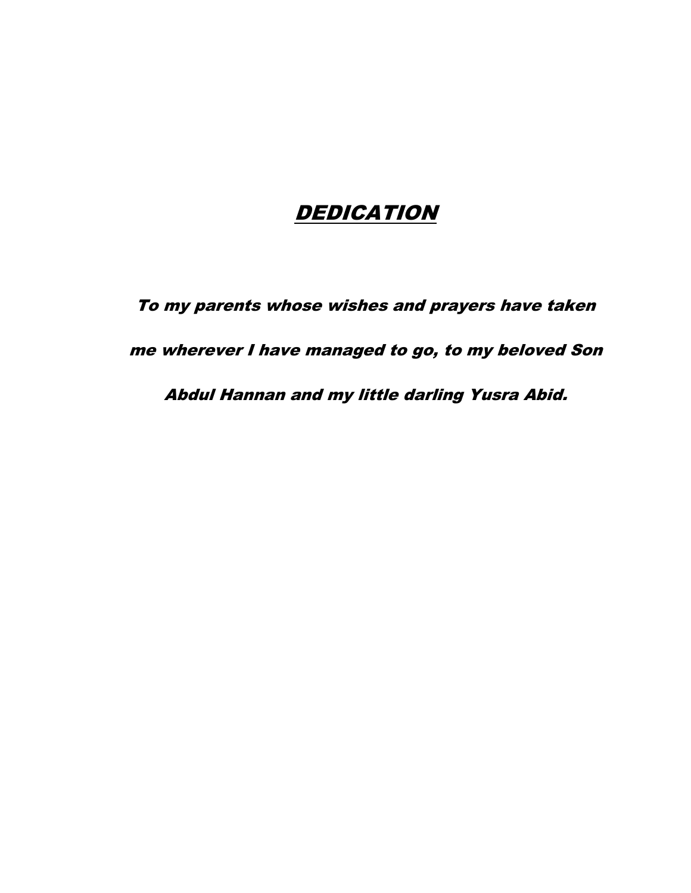# DEDICATION

***To my parents whose wishes and prayers have taken me wherever I have managed to go, to my beloved Son Abdul Hannan and my little darling Yusra Abid.***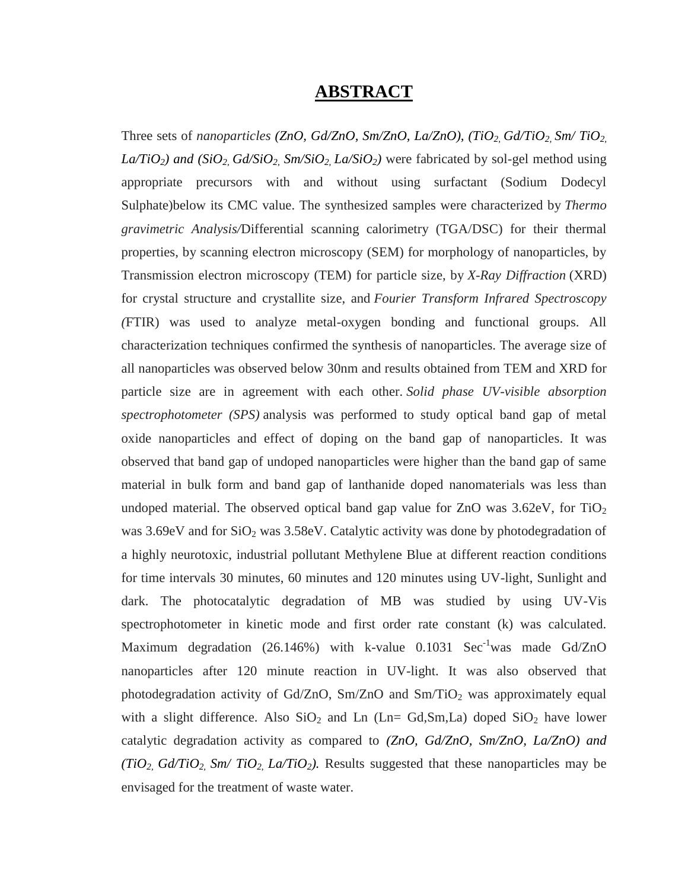# ABSTRACT

Three sets of *nanoparticles (ZnO, Gd/ZnO, Sm/ZnO, La/ZnO), ($TiO_2$, Gd/$TiO_2$, Sm/ $TiO_2$, La/$TiO_2$) and ($SiO_2$, Gd/$SiO_2$, Sm/$SiO_2$, La/$SiO_2$)* were fabricated by sol-gel method using appropriate precursors with and without using surfactant (Sodium Dodecyl Sulphate)below its CMC value. The synthesized samples were characterized by *Thermo gravimetric Analysis/*Differential scanning calorimetry (TGA/DSC) for their thermal properties, by scanning electron microscopy (SEM) for morphology of nanoparticles, by Transmission electron microscopy (TEM) for particle size, by *X-Ray Diffraction* (XRD) for crystal structure and crystallite size, and *Fourier Transform Infrared Spectroscopy (*FTIR) was used to analyze metal-oxygen bonding and functional groups. All characterization techniques confirmed the synthesis of nanoparticles. The average size of all nanoparticles was observed below 30nm and results obtained from TEM and XRD for particle size are in agreement with each other. *Solid phase UV-visible absorption spectrophotometer (SPS)* analysis was performed to study optical band gap of metal oxide nanoparticles and effect of doping on the band gap of nanoparticles. It was observed that band gap of undoped nanoparticles were higher than the band gap of same material in bulk form and band gap of lanthanide doped nanomaterials was less than undoped material. The observed optical band gap value for ZnO was 3.62eV, for $TiO_2$ was 3.69eV and for $SiO_2$ was 3.58eV. Catalytic activity was done by photodegradation of a highly neurotoxic, industrial pollutant Methylene Blue at different reaction conditions for time intervals 30 minutes, 60 minutes and 120 minutes using UV-light, Sunlight and dark. The photocatalytic degradation of MB was studied by using UV-Vis spectrophotometer in kinetic mode and first order rate constant (k) was calculated. Maximum degradation (26.146%) with k-value 0.1031 $Sec^{-1}$was made Gd/ZnO nanoparticles after 120 minute reaction in UV-light. It was also observed that photodegradation activity of Gd/ZnO, Sm/ZnO and Sm/$TiO_2$ was approximately equal with a slight difference. Also $SiO_2$ and Ln (Ln= Gd,Sm,La) doped $SiO_2$ have lower catalytic degradation activity as compared to *(ZnO, Gd/ZnO, Sm/ZnO, La/ZnO) and ($TiO_2$, Gd/$TiO_2$, Sm/ $TiO_2$, La/$TiO_2$).* Results suggested that these nanoparticles may be envisaged for the treatment of waste water.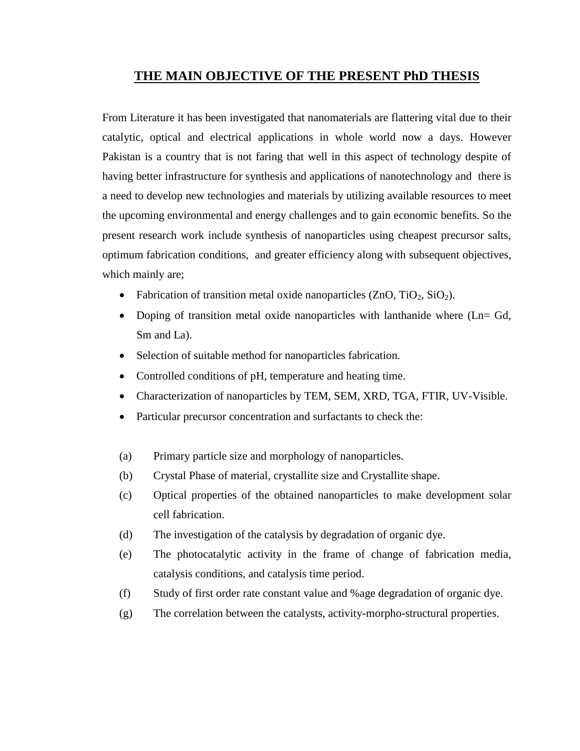# THE MAIN OBJECTIVE OF THE PRESENT PhD THESIS

From Literature it has been investigated that nanomaterials are flattering vital due to their catalytic, optical and electrical applications in whole world now a days. However Pakistan is a country that is not faring that well in this aspect of technology despite of having better infrastructure for synthesis and applications of nanotechnology and there is a need to develop new technologies and materials by utilizing available resources to meet the upcoming environmental and energy challenges and to gain economic benefits. So the present research work include synthesis of nanoparticles using cheapest precursor salts, optimum fabrication conditions, and greater efficiency along with subsequent objectives, which mainly are;

- Fabrication of transition metal oxide nanoparticles (ZnO, $TiO_2$, $SiO_2$).
- Doping of transition metal oxide nanoparticles with lanthanide where (Ln= Gd, Sm and La).
- Selection of suitable method for nanoparticles fabrication.
- Controlled conditions of pH, temperature and heating time.
- Characterization of nanoparticles by TEM, SEM, XRD, TGA, FTIR, UV-Visible.
- Particular precursor concentration and surfactants to check the:

(a) Primary particle size and morphology of nanoparticles.

(b) Crystal Phase of material, crystallite size and Crystallite shape.

(c) Optical properties of the obtained nanoparticles to make development solar cell fabrication.

(d) The investigation of the catalysis by degradation of organic dye.

(e) The photocatalytic activity in the frame of change of fabrication media, catalysis conditions, and catalysis time period.

(f) Study of first order rate constant value and %age degradation of organic dye.

(g) The correlation between the catalysts, activity-morpho-structural properties.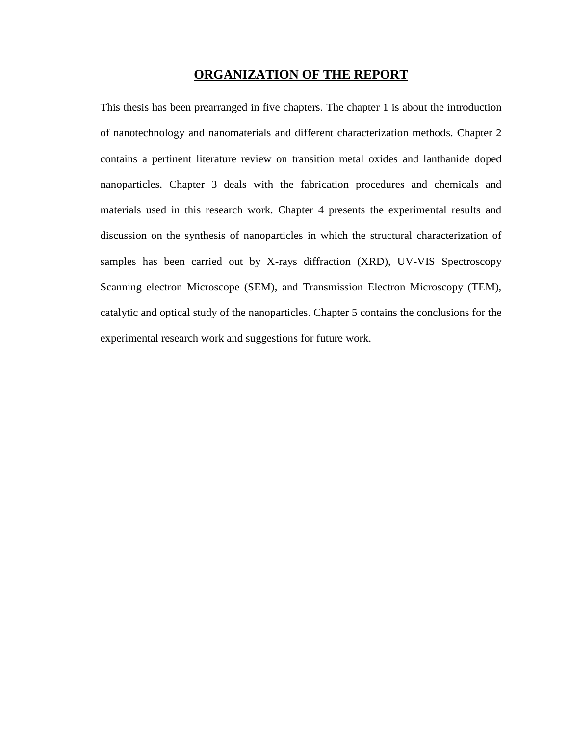# ORGANIZATION OF THE REPORT

This thesis has been prearranged in five chapters. The chapter 1 is about the introduction of nanotechnology and nanomaterials and different characterization methods. Chapter 2 contains a pertinent literature review on transition metal oxides and lanthanide doped nanoparticles. Chapter 3 deals with the fabrication procedures and chemicals and materials used in this research work. Chapter 4 presents the experimental results and discussion on the synthesis of nanoparticles in which the structural characterization of samples has been carried out by X-rays diffraction (XRD), UV-VIS Spectroscopy Scanning electron Microscope (SEM), and Transmission Electron Microscopy (TEM), catalytic and optical study of the nanoparticles. Chapter 5 contains the conclusions for the experimental research work and suggestions for future work.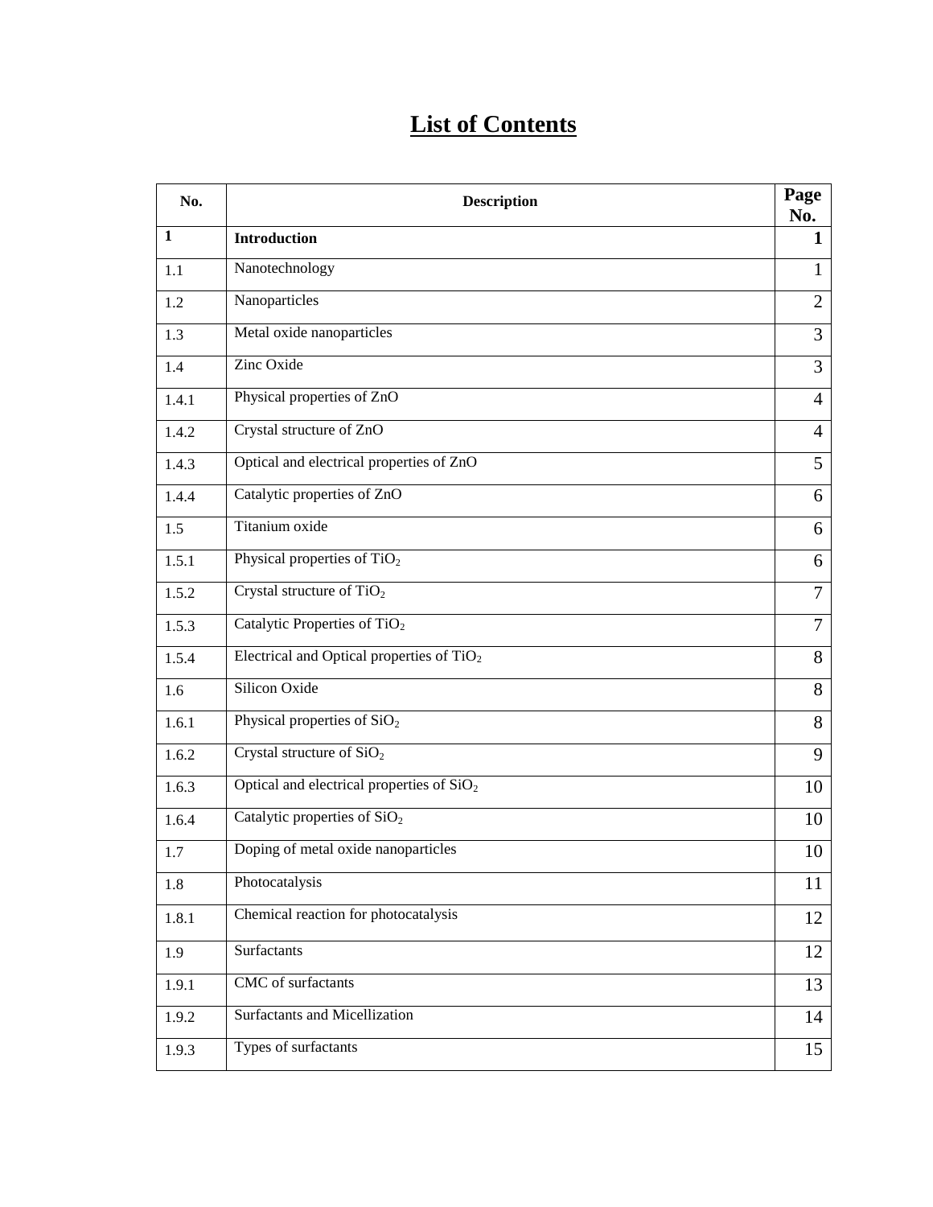# List of Contents

| No. | Description | Page No. |
|---|---|---|
| **1** | **Introduction** | **1** |
| 1.1 | Nanotechnology | 1 |
| 1.2 | Nanoparticles | 2 |
| 1.3 | Metal oxide nanoparticles | 3 |
| 1.4 | Zinc Oxide | 3 |
| 1.4.1 | Physical properties of ZnO | 4 |
| 1.4.2 | Crystal structure of ZnO | 4 |
| 1.4.3 | Optical and electrical properties of ZnO | 5 |
| 1.4.4 | Catalytic properties of ZnO | 6 |
| 1.5 | Titanium oxide | 6 |
| 1.5.1 | Physical properties of $TiO_2$ | 6 |
| 1.5.2 | Crystal structure of $TiO_2$ | 7 |
| 1.5.3 | Catalytic Properties of $TiO_2$ | 7 |
| 1.5.4 | Electrical and Optical properties of $TiO_2$ | 8 |
| 1.6 | Silicon Oxide | 8 |
| 1.6.1 | Physical properties of $SiO_2$ | 8 |
| 1.6.2 | Crystal structure of $SiO_2$ | 9 |
| 1.6.3 | Optical and electrical properties of $SiO_2$ | 10 |
| 1.6.4 | Catalytic properties of $SiO_2$ | 10 |
| 1.7 | Doping of metal oxide nanoparticles | 10 |
| 1.8 | Photocatalysis | 11 |
| 1.8.1 | Chemical reaction for photocatalysis | 12 |
| 1.9 | Surfactants | 12 |
| 1.9.1 | CMC of surfactants | 13 |
| 1.9.2 | Surfactants and Micellization | 14 |
| 1.9.3 | Types of surfactants | 15 |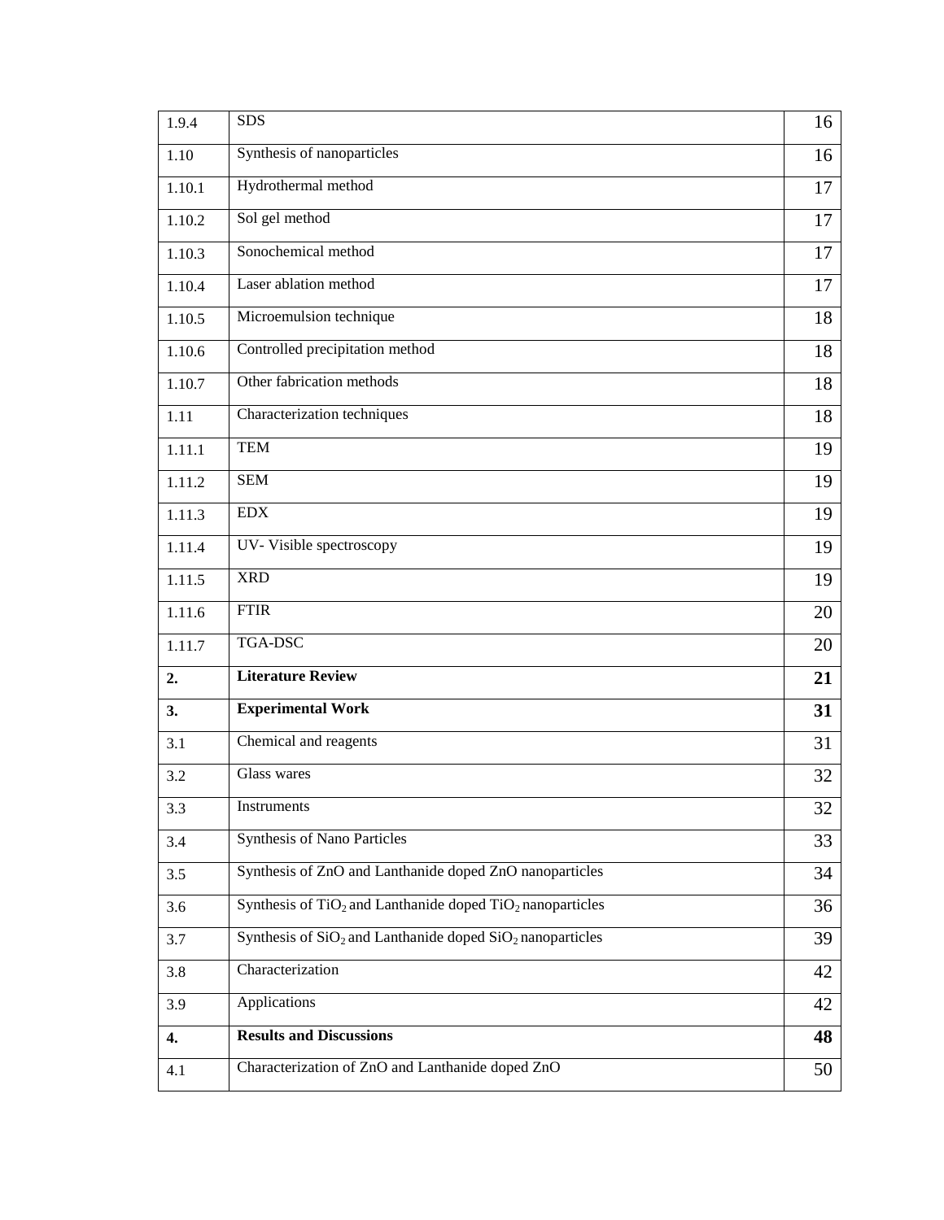| 1.9.4 | SDS | 16 |
|---|---|---|
| 1.10 | Synthesis of nanoparticles | 16 |
| 1.10.1 | Hydrothermal method | 17 |
| 1.10.2 | Sol gel method | 17 |
| 1.10.3 | Sonochemical method | 17 |
| 1.10.4 | Laser ablation method | 17 |
| 1.10.5 | Microemulsion technique | 18 |
| 1.10.6 | Controlled precipitation method | 18 |
| 1.10.7 | Other fabrication methods | 18 |
| 1.11 | Characterization techniques | 18 |
| 1.11.1 | TEM | 19 |
| 1.11.2 | SEM | 19 |
| 1.11.3 | EDX | 19 |
| 1.11.4 | UV- Visible spectroscopy | 19 |
| 1.11.5 | XRD | 19 |
| 1.11.6 | FTIR | 20 |
| 1.11.7 | TGA-DSC | 20 |
| **2.** | **Literature Review** | **21** |
| **3.** | **Experimental Work** | **31** |
| 3.1 | Chemical and reagents | 31 |
| 3.2 | Glass wares | 32 |
| 3.3 | Instruments | 32 |
| 3.4 | Synthesis of Nano Particles | 33 |
| 3.5 | Synthesis of ZnO and Lanthanide doped ZnO nanoparticles | 34 |
| 3.6 | Synthesis of $TiO_2$ and Lanthanide doped $TiO_2$ nanoparticles | 36 |
| 3.7 | Synthesis of $SiO_2$ and Lanthanide doped $SiO_2$ nanoparticles | 39 |
| 3.8 | Characterization | 42 |
| 3.9 | Applications | 42 |
| **4.** | **Results and Discussions** | **48** |
| 4.1 | Characterization of ZnO and Lanthanide doped ZnO | 50 |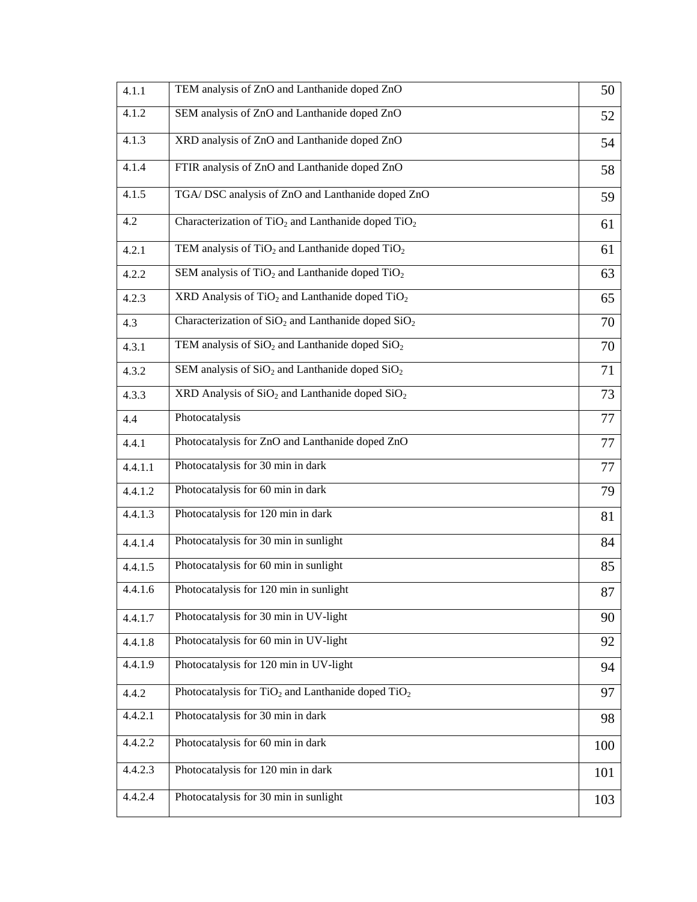| | | |
|---|---|---|
| 4.1.1 | TEM analysis of ZnO and Lanthanide doped ZnO | 50 |
| 4.1.2 | SEM analysis of ZnO and Lanthanide doped ZnO | 52 |
| 4.1.3 | XRD analysis of ZnO and Lanthanide doped ZnO | 54 |
| 4.1.4 | FTIR analysis of ZnO and Lanthanide doped ZnO | 58 |
| 4.1.5 | TGA/ DSC analysis of ZnO and Lanthanide doped ZnO | 59 |
| 4.2 | Characterization of $TiO_2$ and Lanthanide doped $TiO_2$ | 61 |
| 4.2.1 | TEM analysis of $TiO_2$ and Lanthanide doped $TiO_2$ | 61 |
| 4.2.2 | SEM analysis of $TiO_2$ and Lanthanide doped $TiO_2$ | 63 |
| 4.2.3 | XRD Analysis of $TiO_2$ and Lanthanide doped $TiO_2$ | 65 |
| 4.3 | Characterization of $SiO_2$ and Lanthanide doped $SiO_2$ | 70 |
| 4.3.1 | TEM analysis of $SiO_2$ and Lanthanide doped $SiO_2$ | 70 |
| 4.3.2 | SEM analysis of $SiO_2$ and Lanthanide doped $SiO_2$ | 71 |
| 4.3.3 | XRD Analysis of $SiO_2$ and Lanthanide doped $SiO_2$ | 73 |
| 4.4 | Photocatalysis | 77 |
| 4.4.1 | Photocatalysis for ZnO and Lanthanide doped ZnO | 77 |
| 4.4.1.1 | Photocatalysis for 30 min in dark | 77 |
| 4.4.1.2 | Photocatalysis for 60 min in dark | 79 |
| 4.4.1.3 | Photocatalysis for 120 min in dark | 81 |
| 4.4.1.4 | Photocatalysis for 30 min in sunlight | 84 |
| 4.4.1.5 | Photocatalysis for 60 min in sunlight | 85 |
| 4.4.1.6 | Photocatalysis for 120 min in sunlight | 87 |
| 4.4.1.7 | Photocatalysis for 30 min in UV-light | 90 |
| 4.4.1.8 | Photocatalysis for 60 min in UV-light | 92 |
| 4.4.1.9 | Photocatalysis for 120 min in UV-light | 94 |
| 4.4.2 | Photocatalysis for $TiO_2$ and Lanthanide doped $TiO_2$ | 97 |
| 4.4.2.1 | Photocatalysis for 30 min in dark | 98 |
| 4.4.2.2 | Photocatalysis for 60 min in dark | 100 |
| 4.4.2.3 | Photocatalysis for 120 min in dark | 101 |
| 4.4.2.4 | Photocatalysis for 30 min in sunlight | 103 |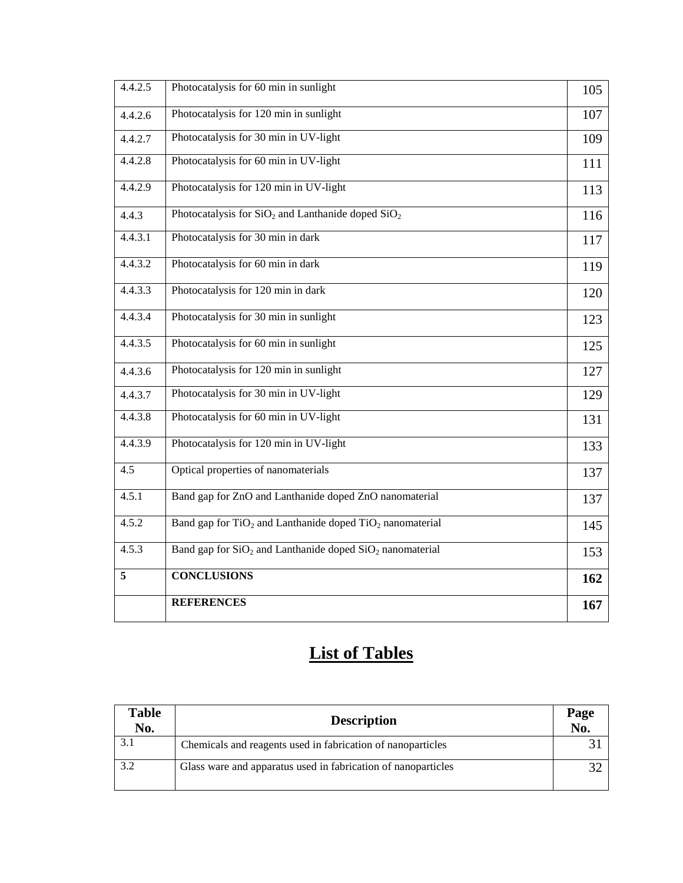| | | |
|---|---|---|
| 4.4.2.5 | Photocatalysis for 60 min in sunlight | 105 |
| 4.4.2.6 | Photocatalysis for 120 min in sunlight | 107 |
| 4.4.2.7 | Photocatalysis for 30 min in UV-light | 109 |
| 4.4.2.8 | Photocatalysis for 60 min in UV-light | 111 |
| 4.4.2.9 | Photocatalysis for 120 min in UV-light | 113 |
| 4.4.3 | Photocatalysis for $SiO_2$ and Lanthanide doped $SiO_2$ | 116 |
| 4.4.3.1 | Photocatalysis for 30 min in dark | 117 |
| 4.4.3.2 | Photocatalysis for 60 min in dark | 119 |
| 4.4.3.3 | Photocatalysis for 120 min in dark | 120 |
| 4.4.3.4 | Photocatalysis for 30 min in sunlight | 123 |
| 4.4.3.5 | Photocatalysis for 60 min in sunlight | 125 |
| 4.4.3.6 | Photocatalysis for 120 min in sunlight | 127 |
| 4.4.3.7 | Photocatalysis for 30 min in UV-light | 129 |
| 4.4.3.8 | Photocatalysis for 60 min in UV-light | 131 |
| 4.4.3.9 | Photocatalysis for 120 min in UV-light | 133 |
| 4.5 | Optical properties of nanomaterials | 137 |
| 4.5.1 | Band gap for ZnO and Lanthanide doped ZnO nanomaterial | 137 |
| 4.5.2 | Band gap for $TiO_2$ and Lanthanide doped $TiO_2$ nanomaterial | 145 |
| 4.5.3 | Band gap for $SiO_2$ and Lanthanide doped $SiO_2$ nanomaterial | 153 |
| **5** | **CONCLUSIONS** | **162** |
| | **REFERENCES** | **167** |

# List of Tables

| Table No. | Description | Page No. |
|---|---|---|
| 3.1 | Chemicals and reagents used in fabrication of nanoparticles | 31 |
| 3.2 | Glass ware and apparatus used in fabrication of nanoparticles | 32 |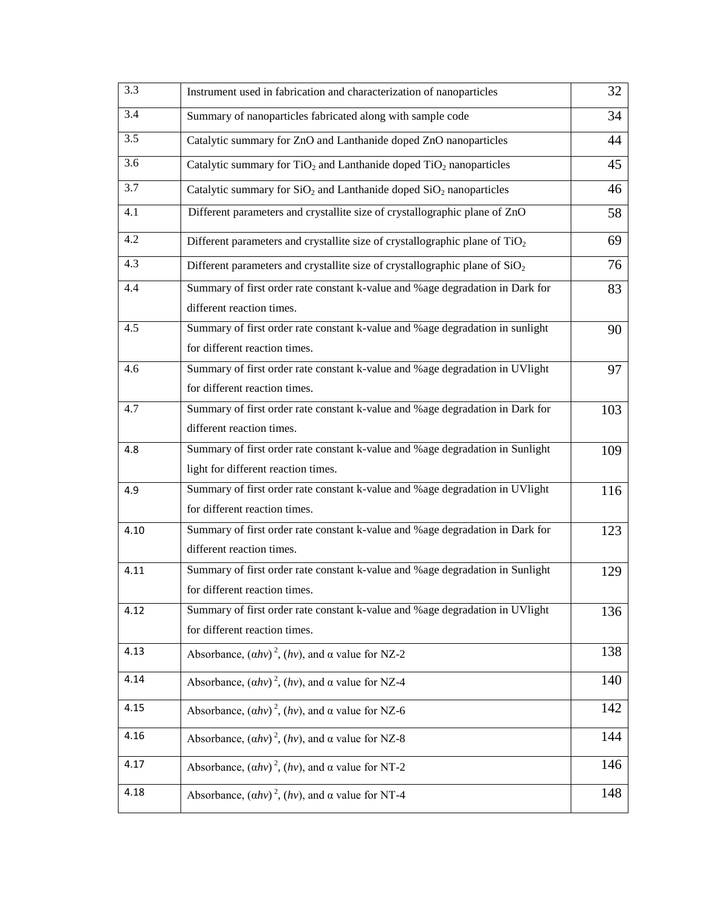| | | |
|---|---|---|
| 3.3 | Instrument used in fabrication and characterization of nanoparticles | 32 |
| 3.4 | Summary of nanoparticles fabricated along with sample code | 34 |
| 3.5 | Catalytic summary for ZnO and Lanthanide doped ZnO nanoparticles | 44 |
| 3.6 | Catalytic summary for $TiO_2$ and Lanthanide doped $TiO_2$ nanoparticles | 45 |
| 3.7 | Catalytic summary for $SiO_2$ and Lanthanide doped $SiO_2$ nanoparticles | 46 |
| 4.1 | Different parameters and crystallite size of crystallographic plane of ZnO | 58 |
| 4.2 | Different parameters and crystallite size of crystallographic plane of $TiO_2$ | 69 |
| 4.3 | Different parameters and crystallite size of crystallographic plane of $SiO_2$ | 76 |
| 4.4 | Summary of first order rate constant k-value and %age degradation in Dark for different reaction times. | 83 |
| 4.5 | Summary of first order rate constant k-value and %age degradation in sunlight for different reaction times. | 90 |
| 4.6 | Summary of first order rate constant k-value and %age degradation in UVlight for different reaction times. | 97 |
| 4.7 | Summary of first order rate constant k-value and %age degradation in Dark for different reaction times. | 103 |
| 4.8 | Summary of first order rate constant k-value and %age degradation in Sunlight light for different reaction times. | 109 |
| 4.9 | Summary of first order rate constant k-value and %age degradation in UVlight for different reaction times. | 116 |
| 4.10 | Summary of first order rate constant k-value and %age degradation in Dark for different reaction times. | 123 |
| 4.11 | Summary of first order rate constant k-value and %age degradation in Sunlight for different reaction times. | 129 |
| 4.12 | Summary of first order rate constant k-value and %age degradation in UVlight for different reaction times. | 136 |
| 4.13 | Absorbance, $(\alpha hv)^2$, $(hv)$, and $\alpha$ value for NZ-2 | 138 |
| 4.14 | Absorbance, $(\alpha hv)^2$, $(hv)$, and $\alpha$ value for NZ-4 | 140 |
| 4.15 | Absorbance, $(\alpha hv)^2$, $(hv)$, and $\alpha$ value for NZ-6 | 142 |
| 4.16 | Absorbance, $(\alpha hv)^2$, $(hv)$, and $\alpha$ value for NZ-8 | 144 |
| 4.17 | Absorbance, $(\alpha hv)^2$, $(hv)$, and $\alpha$ value for NT-2 | 146 |
| 4.18 | Absorbance, $(\alpha hv)^2$, $(hv)$, and $\alpha$ value for NT-4 | 148 |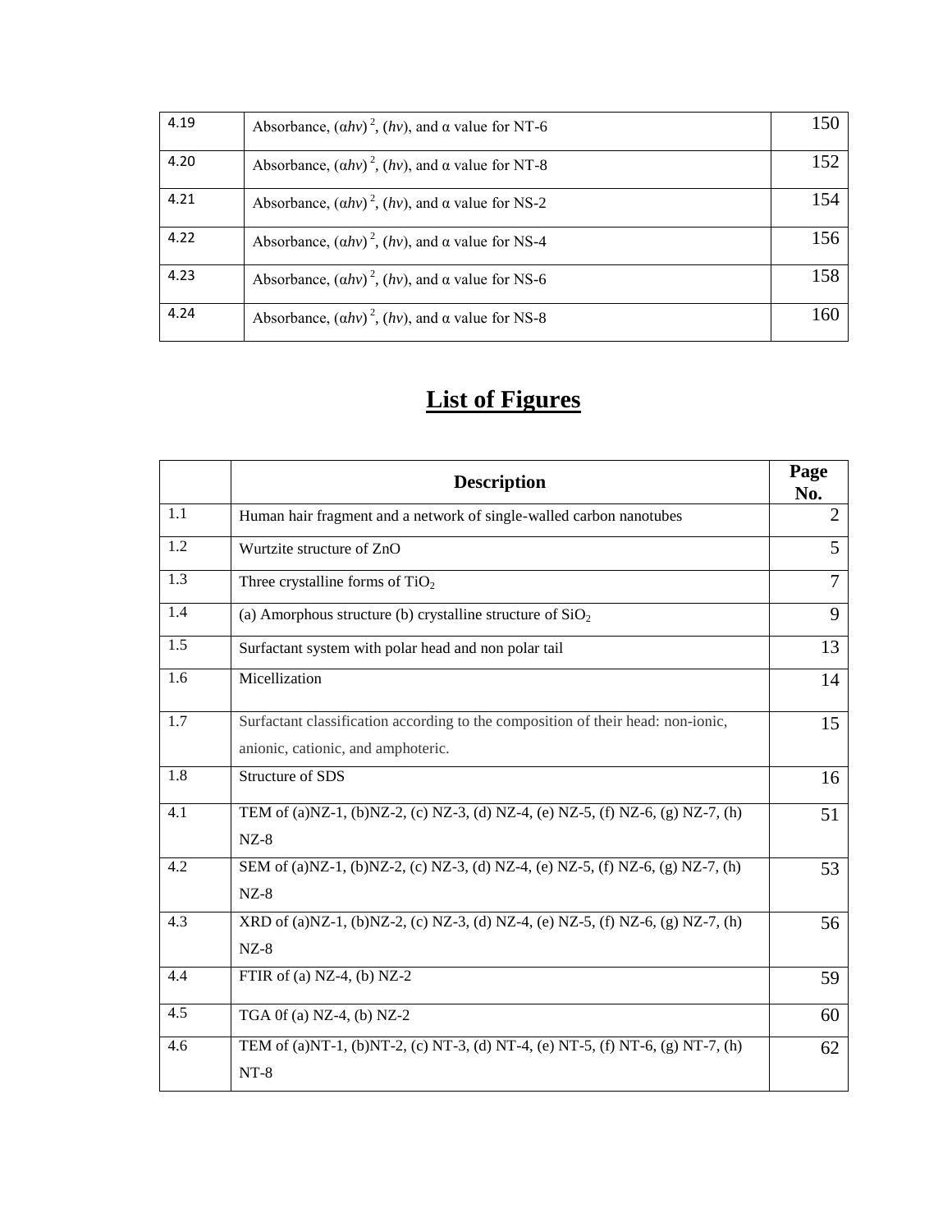| | | |
|---|---|---|
| 4.19 | Absorbance, $(\alpha hv)^2$, $(hv)$, and α value for NT-6 | 150 |
| 4.20 | Absorbance, $(\alpha hv)^2$, $(hv)$, and α value for NT-8 | 152 |
| 4.21 | Absorbance, $(\alpha hv)^2$, $(hv)$, and α value for NS-2 | 154 |
| 4.22 | Absorbance, $(\alpha hv)^2$, $(hv)$, and α value for NS-4 | 156 |
| 4.23 | Absorbance, $(\alpha hv)^2$, $(hv)$, and α value for NS-6 | 158 |
| 4.24 | Absorbance, $(\alpha hv)^2$, $(hv)$, and α value for NS-8 | 160 |

# List of Figures

| | Description | Page No. |
|---|---|---|
| 1.1 | Human hair fragment and a network of single-walled carbon nanotubes | 2 |
| 1.2 | Wurtzite structure of ZnO | 5 |
| 1.3 | Three crystalline forms of $TiO_2$ | 7 |
| 1.4 | (a) Amorphous structure (b) crystalline structure of $SiO_2$ | 9 |
| 1.5 | Surfactant system with polar head and non polar tail | 13 |
| 1.6 | Micellization | 14 |
| 1.7 | Surfactant classification according to the composition of their head: non-ionic, anionic, cationic, and amphoteric. | 15 |
| 1.8 | Structure of SDS | 16 |
| 4.1 | TEM of (a)NZ-1, (b)NZ-2, (c) NZ-3, (d) NZ-4, (e) NZ-5, (f) NZ-6, (g) NZ-7, (h) NZ-8 | 51 |
| 4.2 | SEM of (a)NZ-1, (b)NZ-2, (c) NZ-3, (d) NZ-4, (e) NZ-5, (f) NZ-6, (g) NZ-7, (h) NZ-8 | 53 |
| 4.3 | XRD of (a)NZ-1, (b)NZ-2, (c) NZ-3, (d) NZ-4, (e) NZ-5, (f) NZ-6, (g) NZ-7, (h) NZ-8 | 56 |
| 4.4 | FTIR of (a) NZ-4, (b) NZ-2 | 59 |
| 4.5 | TGA 0f (a) NZ-4, (b) NZ-2 | 60 |
| 4.6 | TEM of (a)NT-1, (b)NT-2, (c) NT-3, (d) NT-4, (e) NT-5, (f) NT-6, (g) NT-7, (h) NT-8 | 62 |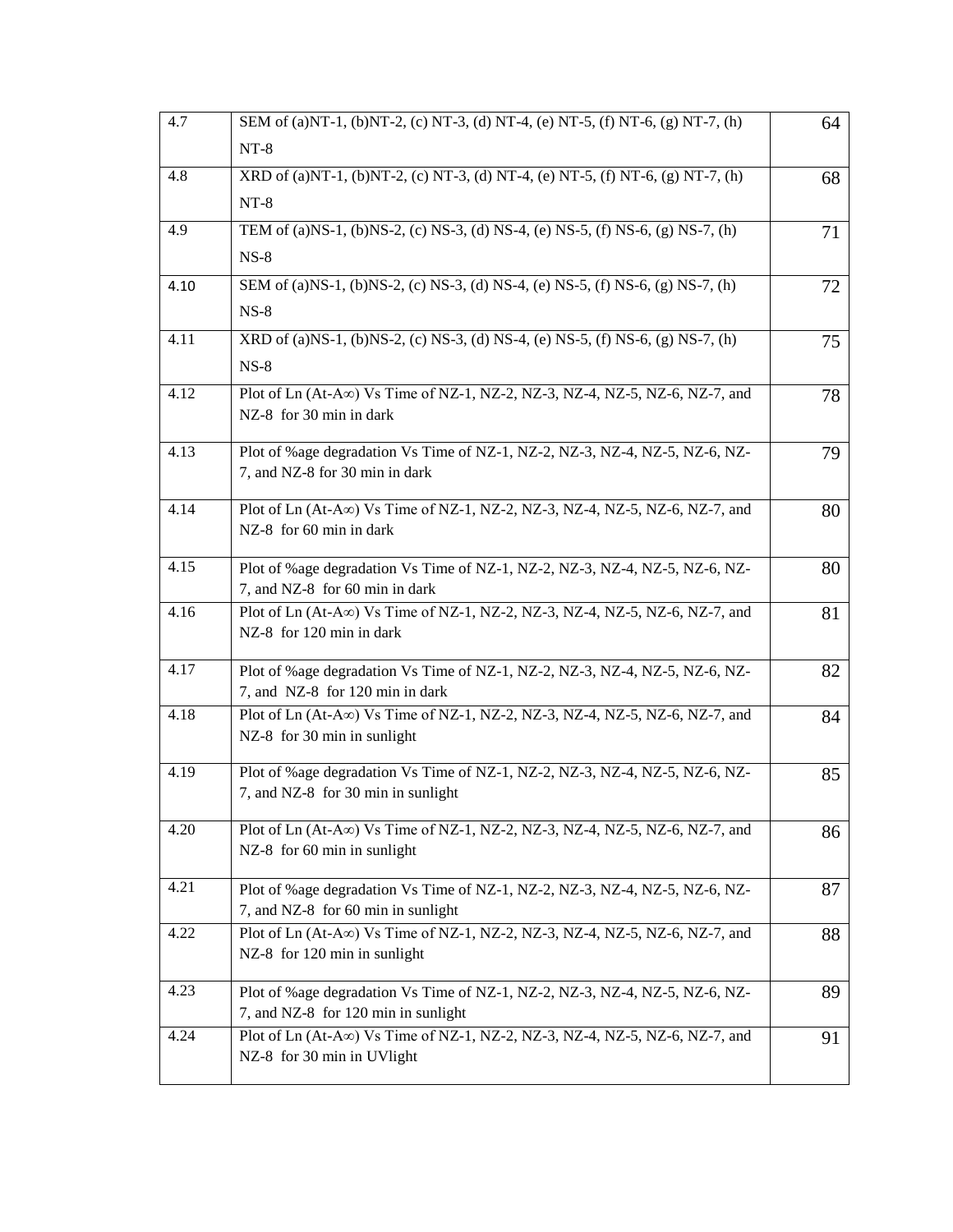| | | |
|---|---|---|
| 4.7 | SEM of (a)NT-1, (b)NT-2, (c) NT-3, (d) NT-4, (e) NT-5, (f) NT-6, (g) NT-7, (h) NT-8 | 64 |
| 4.8 | XRD of (a)NT-1, (b)NT-2, (c) NT-3, (d) NT-4, (e) NT-5, (f) NT-6, (g) NT-7, (h) NT-8 | 68 |
| 4.9 | TEM of (a)NS-1, (b)NS-2, (c) NS-3, (d) NS-4, (e) NS-5, (f) NS-6, (g) NS-7, (h) NS-8 | 71 |
| 4.10 | SEM of (a)NS-1, (b)NS-2, (c) NS-3, (d) NS-4, (e) NS-5, (f) NS-6, (g) NS-7, (h) NS-8 | 72 |
| 4.11 | XRD of (a)NS-1, (b)NS-2, (c) NS-3, (d) NS-4, (e) NS-5, (f) NS-6, (g) NS-7, (h) NS-8 | 75 |
| 4.12 | Plot of Ln ($A_t$-$A_\infty$) Vs Time of NZ-1, NZ-2, NZ-3, NZ-4, NZ-5, NZ-6, NZ-7, and NZ-8 for 30 min in dark | 78 |
| 4.13 | Plot of %age degradation Vs Time of NZ-1, NZ-2, NZ-3, NZ-4, NZ-5, NZ-6, NZ-7, and NZ-8 for 30 min in dark | 79 |
| 4.14 | Plot of Ln ($A_t$-$A_\infty$) Vs Time of NZ-1, NZ-2, NZ-3, NZ-4, NZ-5, NZ-6, NZ-7, and NZ-8 for 60 min in dark | 80 |
| 4.15 | Plot of %age degradation Vs Time of NZ-1, NZ-2, NZ-3, NZ-4, NZ-5, NZ-6, NZ-7, and NZ-8 for 60 min in dark | 80 |
| 4.16 | Plot of Ln ($A_t$-$A_\infty$) Vs Time of NZ-1, NZ-2, NZ-3, NZ-4, NZ-5, NZ-6, NZ-7, and NZ-8 for 120 min in dark | 81 |
| 4.17 | Plot of %age degradation Vs Time of NZ-1, NZ-2, NZ-3, NZ-4, NZ-5, NZ-6, NZ-7, and NZ-8 for 120 min in dark | 82 |
| 4.18 | Plot of Ln ($A_t$-$A_\infty$) Vs Time of NZ-1, NZ-2, NZ-3, NZ-4, NZ-5, NZ-6, NZ-7, and NZ-8 for 30 min in sunlight | 84 |
| 4.19 | Plot of %age degradation Vs Time of NZ-1, NZ-2, NZ-3, NZ-4, NZ-5, NZ-6, NZ-7, and NZ-8 for 30 min in sunlight | 85 |
| 4.20 | Plot of Ln ($A_t$-$A_\infty$) Vs Time of NZ-1, NZ-2, NZ-3, NZ-4, NZ-5, NZ-6, NZ-7, and NZ-8 for 60 min in sunlight | 86 |
| 4.21 | Plot of %age degradation Vs Time of NZ-1, NZ-2, NZ-3, NZ-4, NZ-5, NZ-6, NZ-7, and NZ-8 for 60 min in sunlight | 87 |
| 4.22 | Plot of Ln ($A_t$-$A_\infty$) Vs Time of NZ-1, NZ-2, NZ-3, NZ-4, NZ-5, NZ-6, NZ-7, and NZ-8 for 120 min in sunlight | 88 |
| 4.23 | Plot of %age degradation Vs Time of NZ-1, NZ-2, NZ-3, NZ-4, NZ-5, NZ-6, NZ-7, and NZ-8 for 120 min in sunlight | 89 |
| 4.24 | Plot of Ln ($A_t$-$A_\infty$) Vs Time of NZ-1, NZ-2, NZ-3, NZ-4, NZ-5, NZ-6, NZ-7, and NZ-8 for 30 min in UVlight | 91 |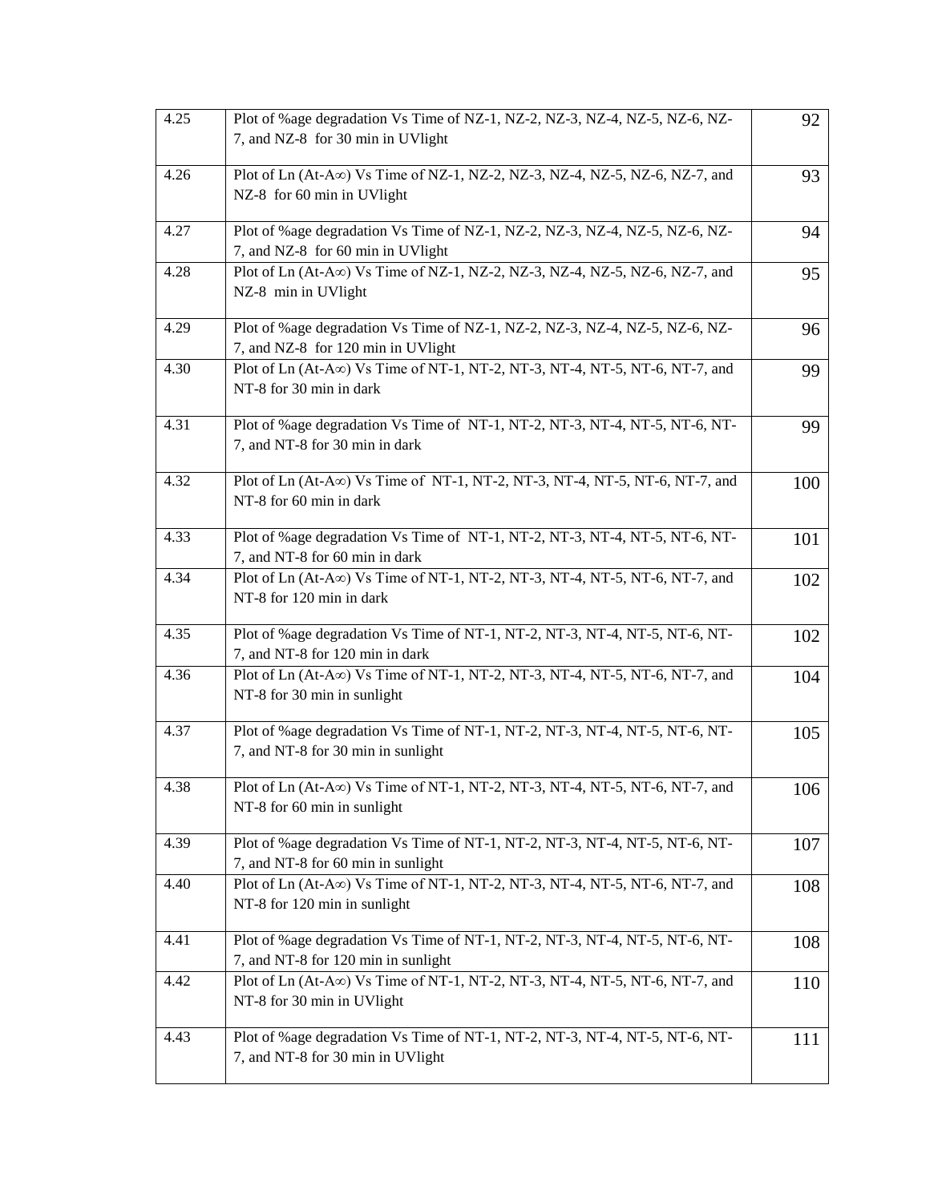| | | |
|---|---|---|
| 4.25 | Plot of %age degradation Vs Time of NZ-1, NZ-2, NZ-3, NZ-4, NZ-5, NZ-6, NZ-7, and NZ-8 for 30 min in UVlight | 92 |
| 4.26 | Plot of Ln (At-A∞) Vs Time of NZ-1, NZ-2, NZ-3, NZ-4, NZ-5, NZ-6, NZ-7, and NZ-8 for 60 min in UVlight | 93 |
| 4.27 | Plot of %age degradation Vs Time of NZ-1, NZ-2, NZ-3, NZ-4, NZ-5, NZ-6, NZ-7, and NZ-8 for 60 min in UVlight | 94 |
| 4.28 | Plot of Ln (At-A∞) Vs Time of NZ-1, NZ-2, NZ-3, NZ-4, NZ-5, NZ-6, NZ-7, and NZ-8 min in UVlight | 95 |
| 4.29 | Plot of %age degradation Vs Time of NZ-1, NZ-2, NZ-3, NZ-4, NZ-5, NZ-6, NZ-7, and NZ-8 for 120 min in UVlight | 96 |
| 4.30 | Plot of Ln (At-A∞) Vs Time of NT-1, NT-2, NT-3, NT-4, NT-5, NT-6, NT-7, and NT-8 for 30 min in dark | 99 |
| 4.31 | Plot of %age degradation Vs Time of NT-1, NT-2, NT-3, NT-4, NT-5, NT-6, NT-7, and NT-8 for 30 min in dark | 99 |
| 4.32 | Plot of Ln (At-A∞) Vs Time of NT-1, NT-2, NT-3, NT-4, NT-5, NT-6, NT-7, and NT-8 for 60 min in dark | 100 |
| 4.33 | Plot of %age degradation Vs Time of NT-1, NT-2, NT-3, NT-4, NT-5, NT-6, NT-7, and NT-8 for 60 min in dark | 101 |
| 4.34 | Plot of Ln (At-A∞) Vs Time of NT-1, NT-2, NT-3, NT-4, NT-5, NT-6, NT-7, and NT-8 for 120 min in dark | 102 |
| 4.35 | Plot of %age degradation Vs Time of NT-1, NT-2, NT-3, NT-4, NT-5, NT-6, NT-7, and NT-8 for 120 min in dark | 102 |
| 4.36 | Plot of Ln (At-A∞) Vs Time of NT-1, NT-2, NT-3, NT-4, NT-5, NT-6, NT-7, and NT-8 for 30 min in sunlight | 104 |
| 4.37 | Plot of %age degradation Vs Time of NT-1, NT-2, NT-3, NT-4, NT-5, NT-6, NT-7, and NT-8 for 30 min in sunlight | 105 |
| 4.38 | Plot of Ln (At-A∞) Vs Time of NT-1, NT-2, NT-3, NT-4, NT-5, NT-6, NT-7, and NT-8 for 60 min in sunlight | 106 |
| 4.39 | Plot of %age degradation Vs Time of NT-1, NT-2, NT-3, NT-4, NT-5, NT-6, NT-7, and NT-8 for 60 min in sunlight | 107 |
| 4.40 | Plot of Ln (At-A∞) Vs Time of NT-1, NT-2, NT-3, NT-4, NT-5, NT-6, NT-7, and NT-8 for 120 min in sunlight | 108 |
| 4.41 | Plot of %age degradation Vs Time of NT-1, NT-2, NT-3, NT-4, NT-5, NT-6, NT-7, and NT-8 for 120 min in sunlight | 108 |
| 4.42 | Plot of Ln (At-A∞) Vs Time of NT-1, NT-2, NT-3, NT-4, NT-5, NT-6, NT-7, and NT-8 for 30 min in UVlight | 110 |
| 4.43 | Plot of %age degradation Vs Time of NT-1, NT-2, NT-3, NT-4, NT-5, NT-6, NT-7, and NT-8 for 30 min in UVlight | 111 |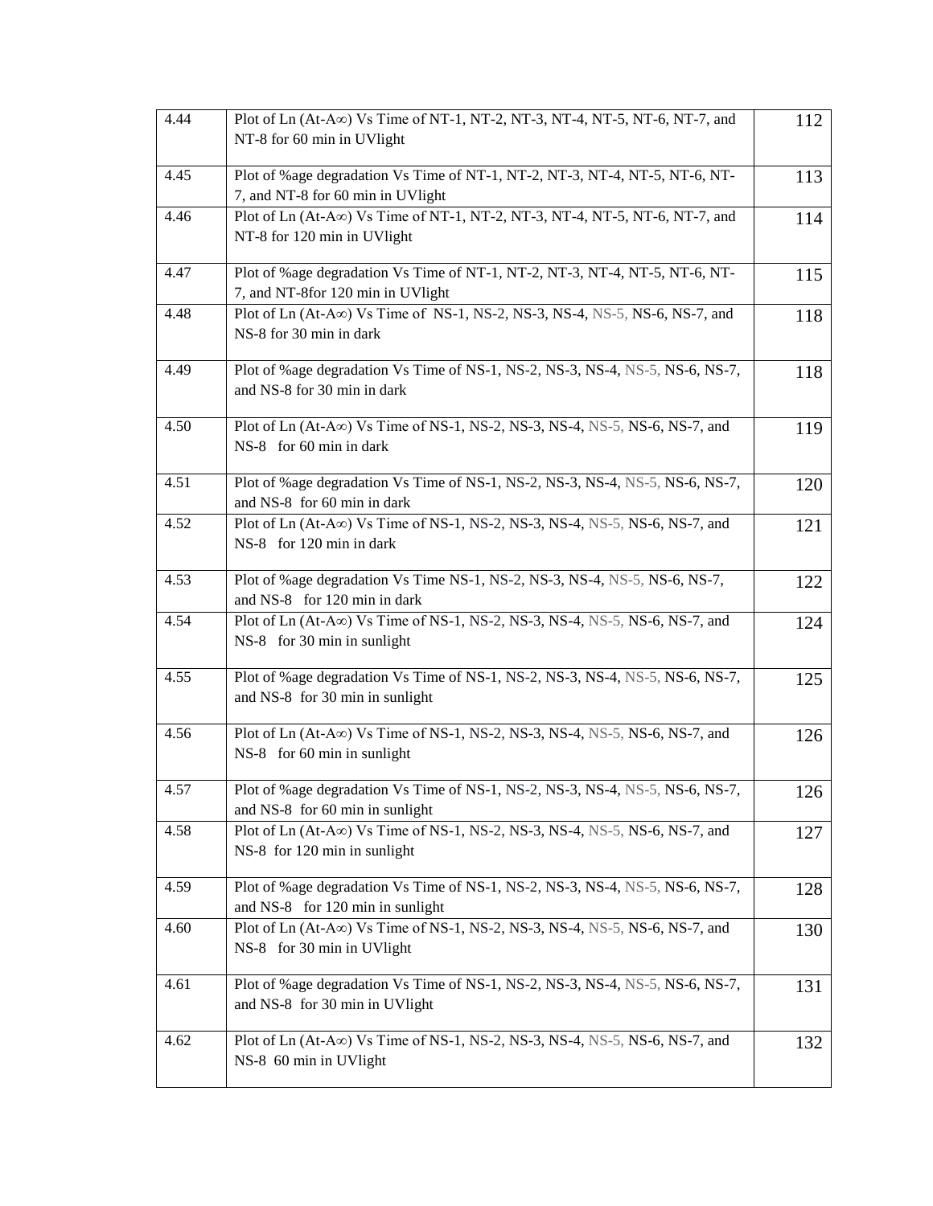| | | |
|---|---|---|
| 4.44 | Plot of Ln (At-A∞) Vs Time of NT-1, NT-2, NT-3, NT-4, NT-5, NT-6, NT-7, and NT-8 for 60 min in UVlight | 112 |
| 4.45 | Plot of %age degradation Vs Time of NT-1, NT-2, NT-3, NT-4, NT-5, NT-6, NT-7, and NT-8 for 60 min in UVlight | 113 |
| 4.46 | Plot of Ln (At-A∞) Vs Time of NT-1, NT-2, NT-3, NT-4, NT-5, NT-6, NT-7, and NT-8 for 120 min in UVlight | 114 |
| 4.47 | Plot of %age degradation Vs Time of NT-1, NT-2, NT-3, NT-4, NT-5, NT-6, NT-7, and NT-8for 120 min in UVlight | 115 |
| 4.48 | Plot of Ln (At-A∞) Vs Time of NS-1, NS-2, NS-3, NS-4, NS-5, NS-6, NS-7, and NS-8 for 30 min in dark | 118 |
| 4.49 | Plot of %age degradation Vs Time of NS-1, NS-2, NS-3, NS-4, NS-5, NS-6, NS-7, and NS-8 for 30 min in dark | 118 |
| 4.50 | Plot of Ln (At-A∞) Vs Time of NS-1, NS-2, NS-3, NS-4, NS-5, NS-6, NS-7, and NS-8 for 60 min in dark | 119 |
| 4.51 | Plot of %age degradation Vs Time of NS-1, NS-2, NS-3, NS-4, NS-5, NS-6, NS-7, and NS-8 for 60 min in dark | 120 |
| 4.52 | Plot of Ln (At-A∞) Vs Time of NS-1, NS-2, NS-3, NS-4, NS-5, NS-6, NS-7, and NS-8 for 120 min in dark | 121 |
| 4.53 | Plot of %age degradation Vs Time NS-1, NS-2, NS-3, NS-4, NS-5, NS-6, NS-7, and NS-8 for 120 min in dark | 122 |
| 4.54 | Plot of Ln (At-A∞) Vs Time of NS-1, NS-2, NS-3, NS-4, NS-5, NS-6, NS-7, and NS-8 for 30 min in sunlight | 124 |
| 4.55 | Plot of %age degradation Vs Time of NS-1, NS-2, NS-3, NS-4, NS-5, NS-6, NS-7, and NS-8 for 30 min in sunlight | 125 |
| 4.56 | Plot of Ln (At-A∞) Vs Time of NS-1, NS-2, NS-3, NS-4, NS-5, NS-6, NS-7, and NS-8 for 60 min in sunlight | 126 |
| 4.57 | Plot of %age degradation Vs Time of NS-1, NS-2, NS-3, NS-4, NS-5, NS-6, NS-7, and NS-8 for 60 min in sunlight | 126 |
| 4.58 | Plot of Ln (At-A∞) Vs Time of NS-1, NS-2, NS-3, NS-4, NS-5, NS-6, NS-7, and NS-8 for 120 min in sunlight | 127 |
| 4.59 | Plot of %age degradation Vs Time of NS-1, NS-2, NS-3, NS-4, NS-5, NS-6, NS-7, and NS-8 for 120 min in sunlight | 128 |
| 4.60 | Plot of Ln (At-A∞) Vs Time of NS-1, NS-2, NS-3, NS-4, NS-5, NS-6, NS-7, and NS-8 for 30 min in UVlight | 130 |
| 4.61 | Plot of %age degradation Vs Time of NS-1, NS-2, NS-3, NS-4, NS-5, NS-6, NS-7, and NS-8 for 30 min in UVlight | 131 |
| 4.62 | Plot of Ln (At-A∞) Vs Time of NS-1, NS-2, NS-3, NS-4, NS-5, NS-6, NS-7, and NS-8 60 min in UVlight | 132 |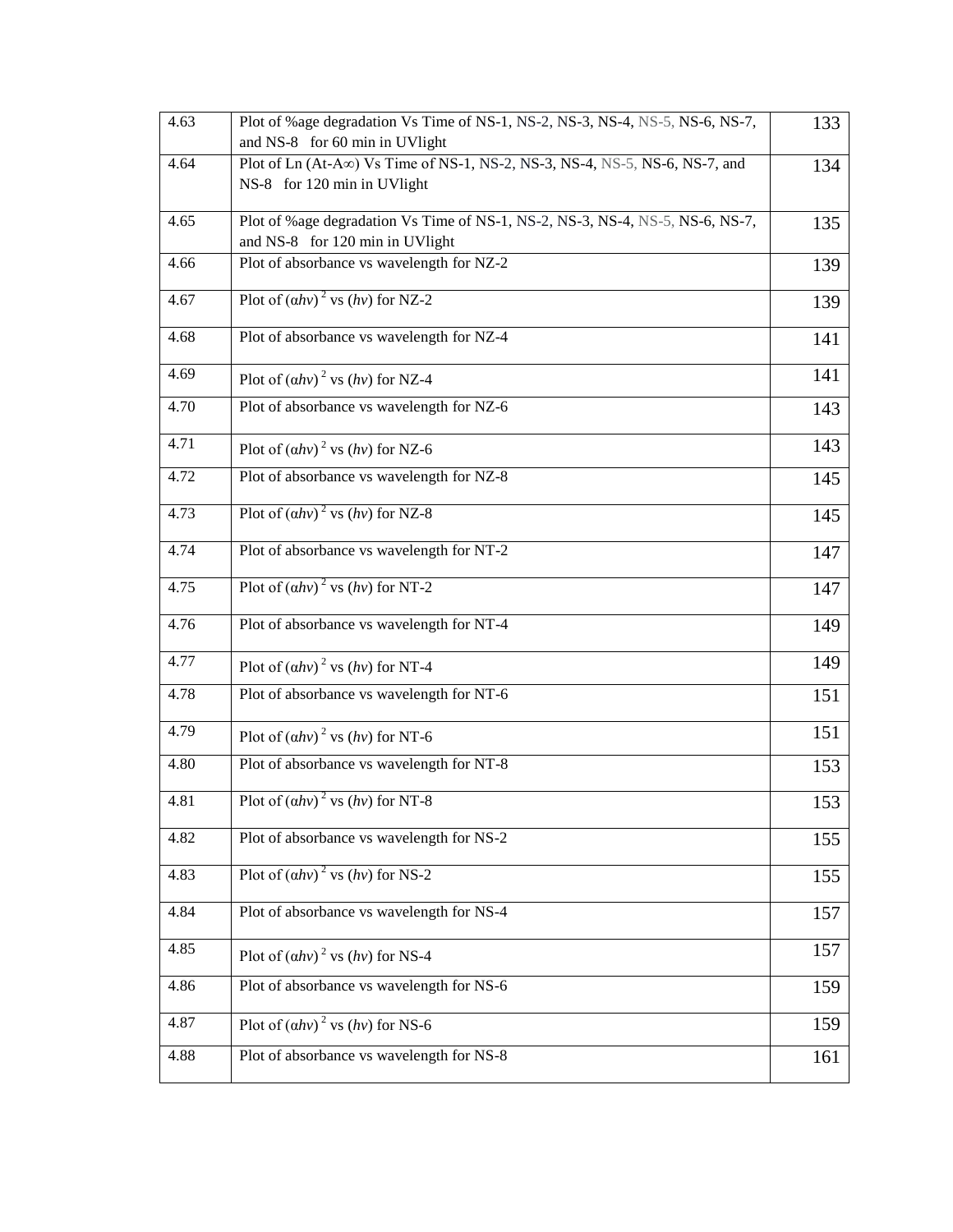| | | |
|---|---|---|
| 4.63 | Plot of %age degradation Vs Time of NS-1, NS-2, NS-3, NS-4, NS-5, NS-6, NS-7, and NS-8 for 60 min in UVlight | 133 |
| 4.64 | Plot of Ln (At-A∞) Vs Time of NS-1, NS-2, NS-3, NS-4, NS-5, NS-6, NS-7, and NS-8 for 120 min in UVlight | 134 |
| 4.65 | Plot of %age degradation Vs Time of NS-1, NS-2, NS-3, NS-4, NS-5, NS-6, NS-7, and NS-8 for 120 min in UVlight | 135 |
| 4.66 | Plot of absorbance vs wavelength for NZ-2 | 139 |
| 4.67 | Plot of $(\alpha hv)^2$ vs $(hv)$ for NZ-2 | 139 |
| 4.68 | Plot of absorbance vs wavelength for NZ-4 | 141 |
| 4.69 | Plot of $(\alpha hv)^2$ vs $(hv)$ for NZ-4 | 141 |
| 4.70 | Plot of absorbance vs wavelength for NZ-6 | 143 |
| 4.71 | Plot of $(\alpha hv)^2$ vs $(hv)$ for NZ-6 | 143 |
| 4.72 | Plot of absorbance vs wavelength for NZ-8 | 145 |
| 4.73 | Plot of $(\alpha hv)^2$ vs $(hv)$ for NZ-8 | 145 |
| 4.74 | Plot of absorbance vs wavelength for NT-2 | 147 |
| 4.75 | Plot of $(\alpha hv)^2$ vs $(hv)$ for NT-2 | 147 |
| 4.76 | Plot of absorbance vs wavelength for NT-4 | 149 |
| 4.77 | Plot of $(\alpha hv)^2$ vs $(hv)$ for NT-4 | 149 |
| 4.78 | Plot of absorbance vs wavelength for NT-6 | 151 |
| 4.79 | Plot of $(\alpha hv)^2$ vs $(hv)$ for NT-6 | 151 |
| 4.80 | Plot of absorbance vs wavelength for NT-8 | 153 |
| 4.81 | Plot of $(\alpha hv)^2$ vs $(hv)$ for NT-8 | 153 |
| 4.82 | Plot of absorbance vs wavelength for NS-2 | 155 |
| 4.83 | Plot of $(\alpha hv)^2$ vs $(hv)$ for NS-2 | 155 |
| 4.84 | Plot of absorbance vs wavelength for NS-4 | 157 |
| 4.85 | Plot of $(\alpha hv)^2$ vs $(hv)$ for NS-4 | 157 |
| 4.86 | Plot of absorbance vs wavelength for NS-6 | 159 |
| 4.87 | Plot of $(\alpha hv)^2$ vs $(hv)$ for NS-6 | 159 |
| 4.88 | Plot of absorbance vs wavelength for NS-8 | 161 |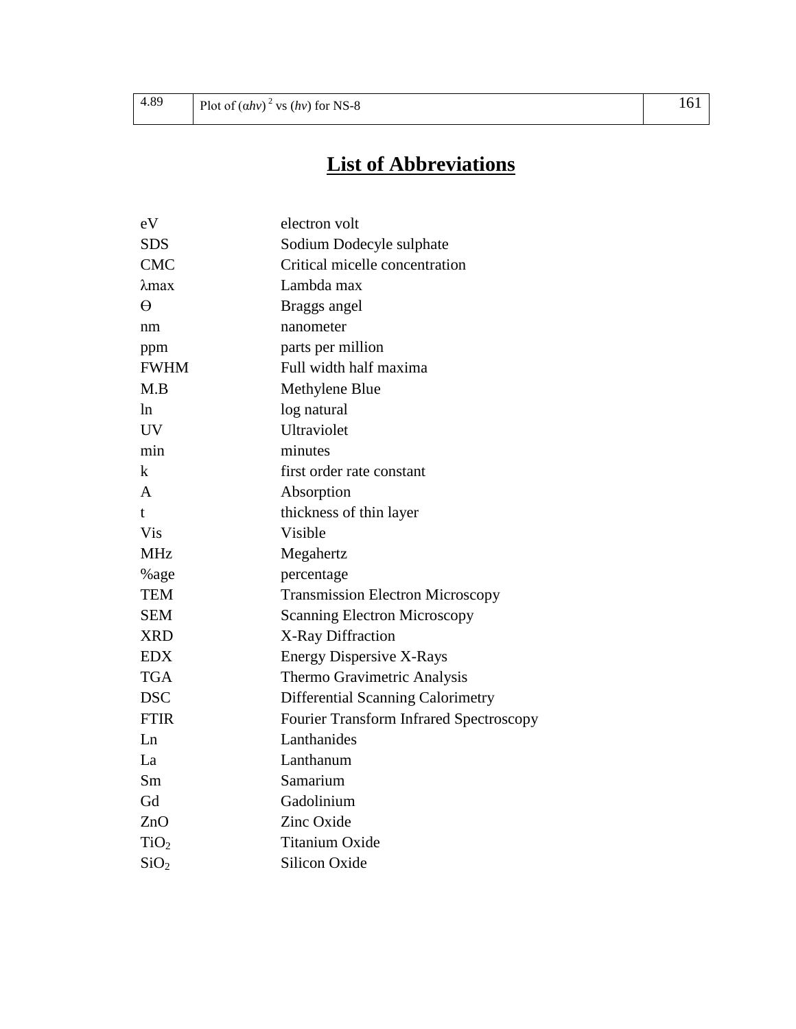| 4.89 | Plot of $(\alpha h\nu)^2$ vs $(h\nu)$ for NS-8 | 161 |
|---|---|---|

# List of Abbreviations

| | |
|---|---|
| eV | electron volt |
| SDS | Sodium Dodecyle sulphate |
| CMC | Critical micelle concentration |
| $\lambda$max | Lambda max |
| $\theta$ | Braggs angel |
| nm | nanometer |
| ppm | parts per million |
| FWHM | Full width half maxima |
| M.B | Methylene Blue |
| ln | log natural |
| UV | Ultraviolet |
| min | minutes |
| k | first order rate constant |
| A | Absorption |
| t | thickness of thin layer |
| Vis | Visible |
| MHz | Megahertz |
| %age | percentage |
| TEM | Transmission Electron Microscopy |
| SEM | Scanning Electron Microscopy |
| XRD | X-Ray Diffraction |
| EDX | Energy Dispersive X-Rays |
| TGA | Thermo Gravimetric Analysis |
| DSC | Differential Scanning Calorimetry |
| FTIR | Fourier Transform Infrared Spectroscopy |
| Ln | Lanthanides |
| La | Lanthanum |
| Sm | Samarium |
| Gd | Gadolinium |
| ZnO | Zinc Oxide |
| $TiO_2$ | Titanium Oxide |
| $SiO_2$ | Silicon Oxide |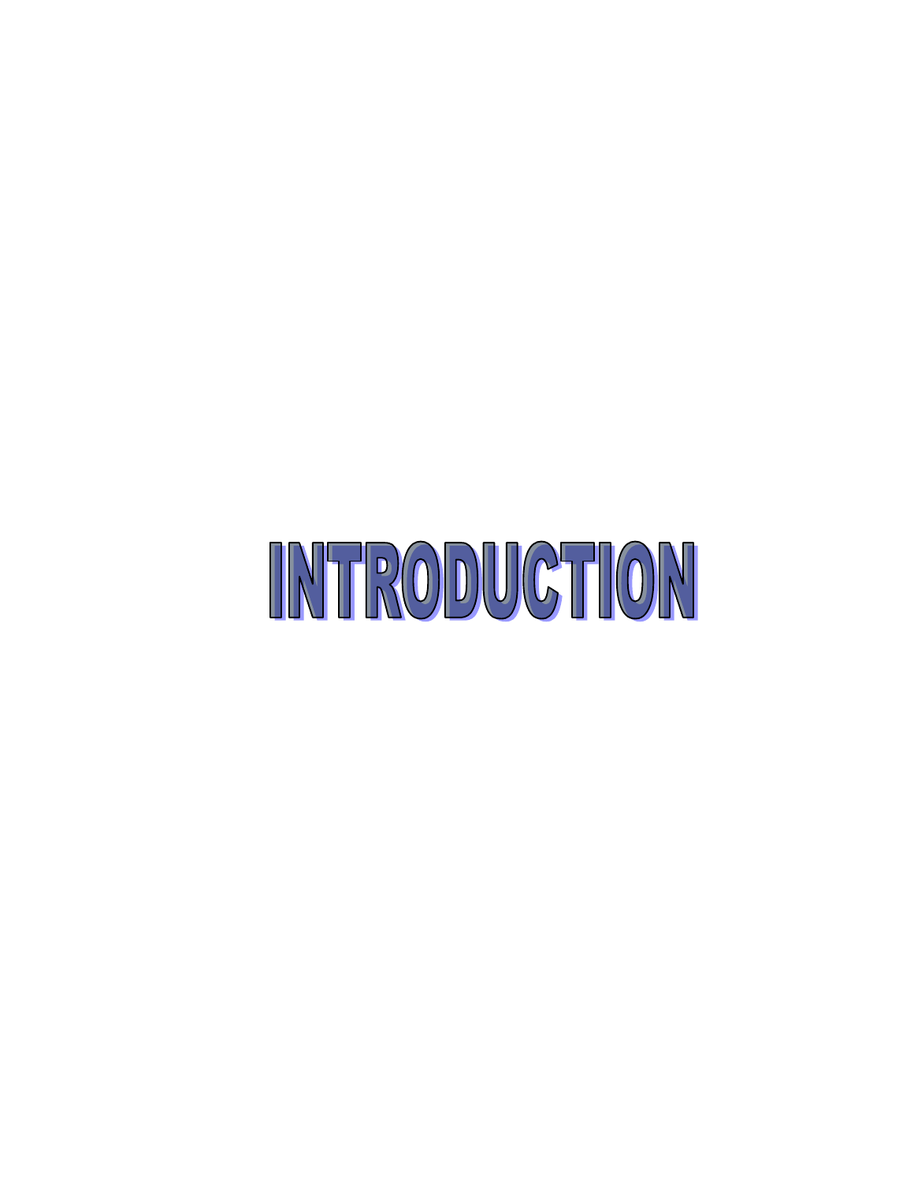# INTRODUCTION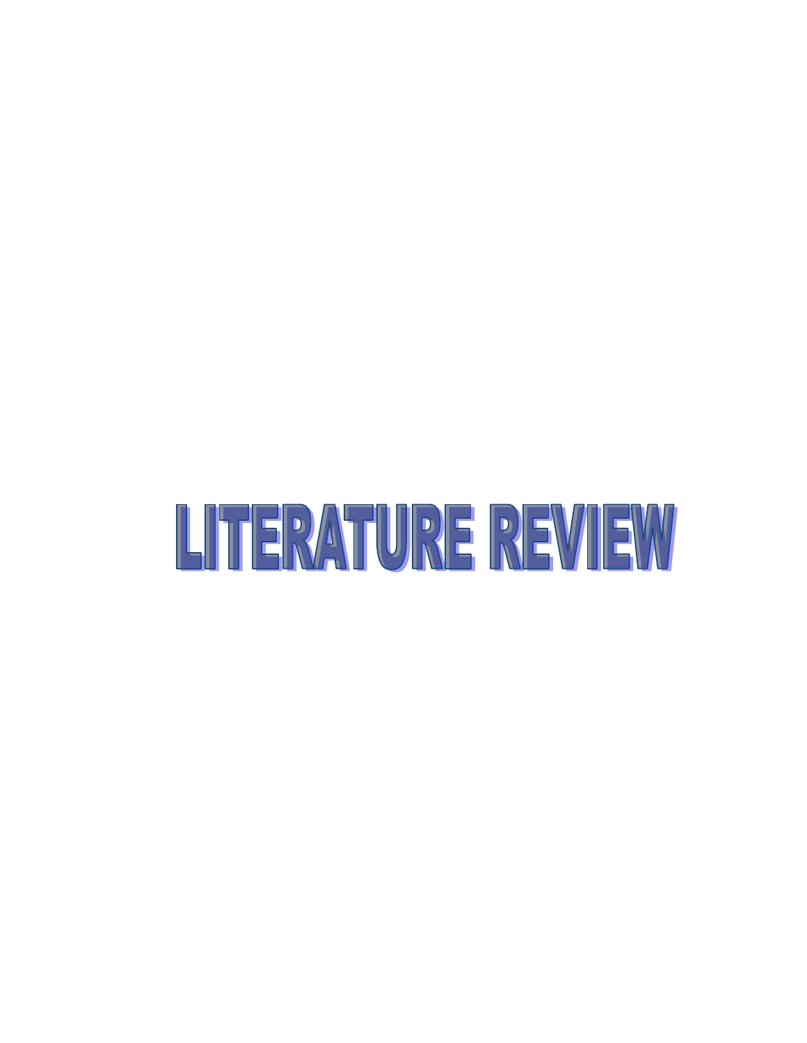# LITERATURE REVIEW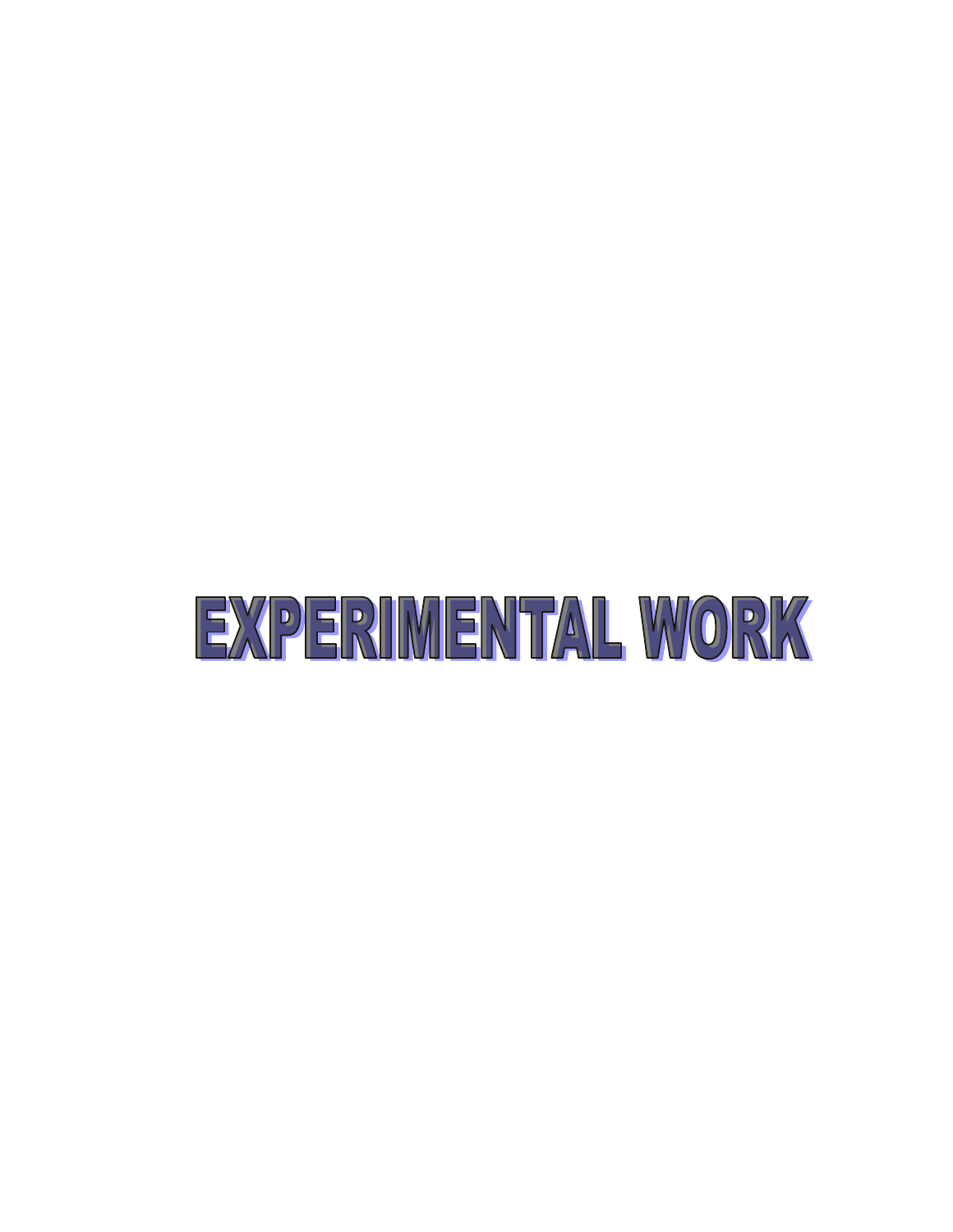# EXPERIMENTAL WORK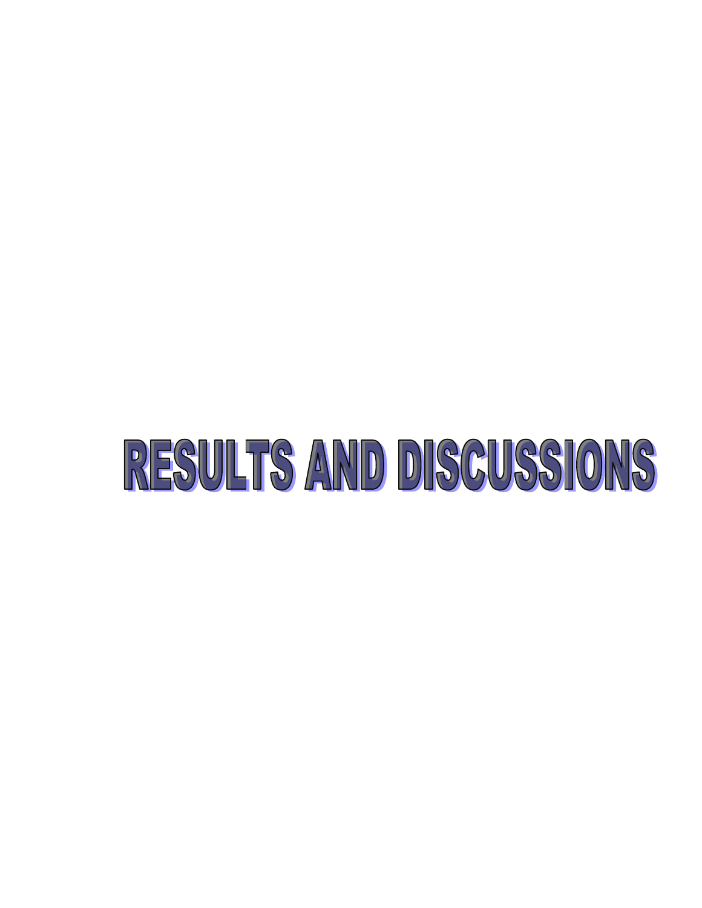# RESULTS AND DISCUSSIONS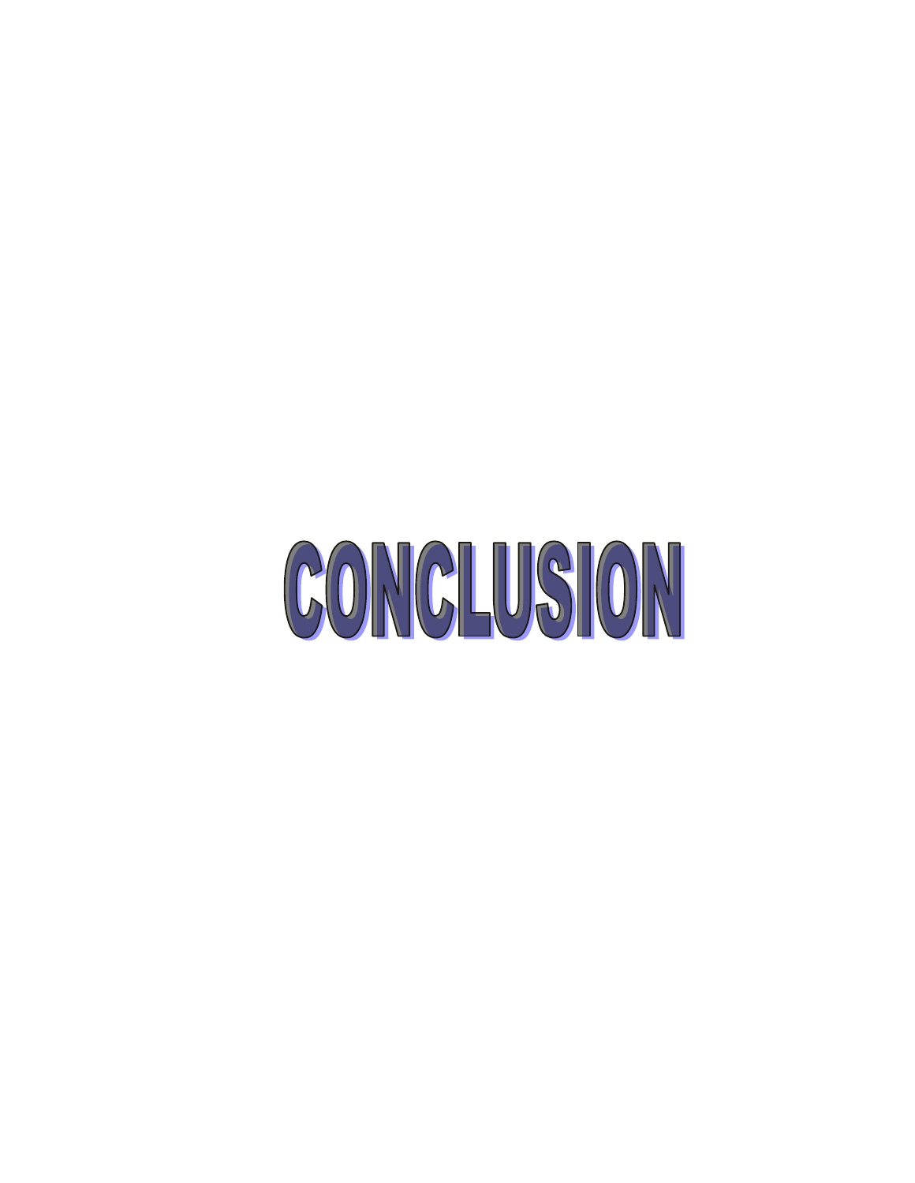# CONCLUSION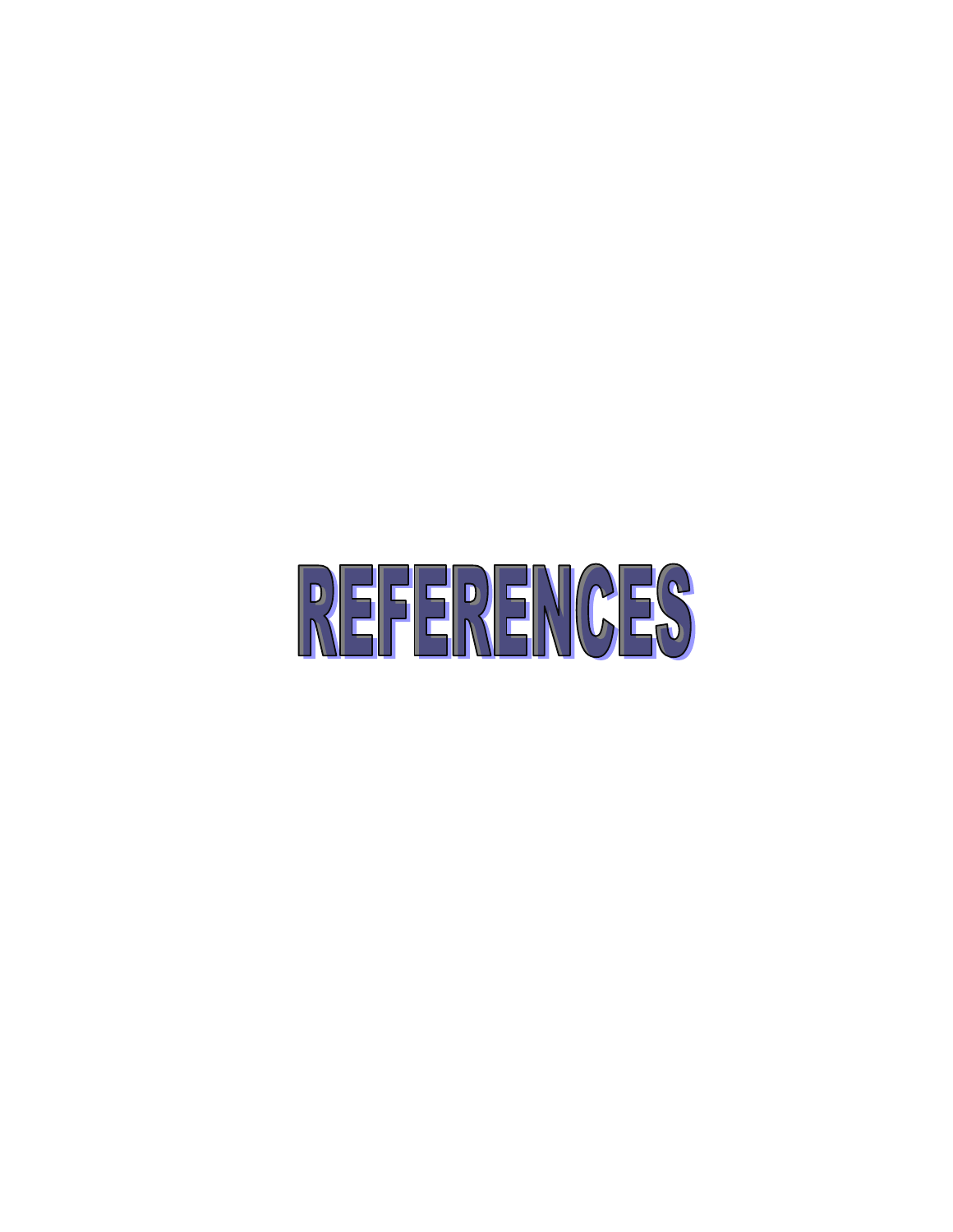# REFERENCES